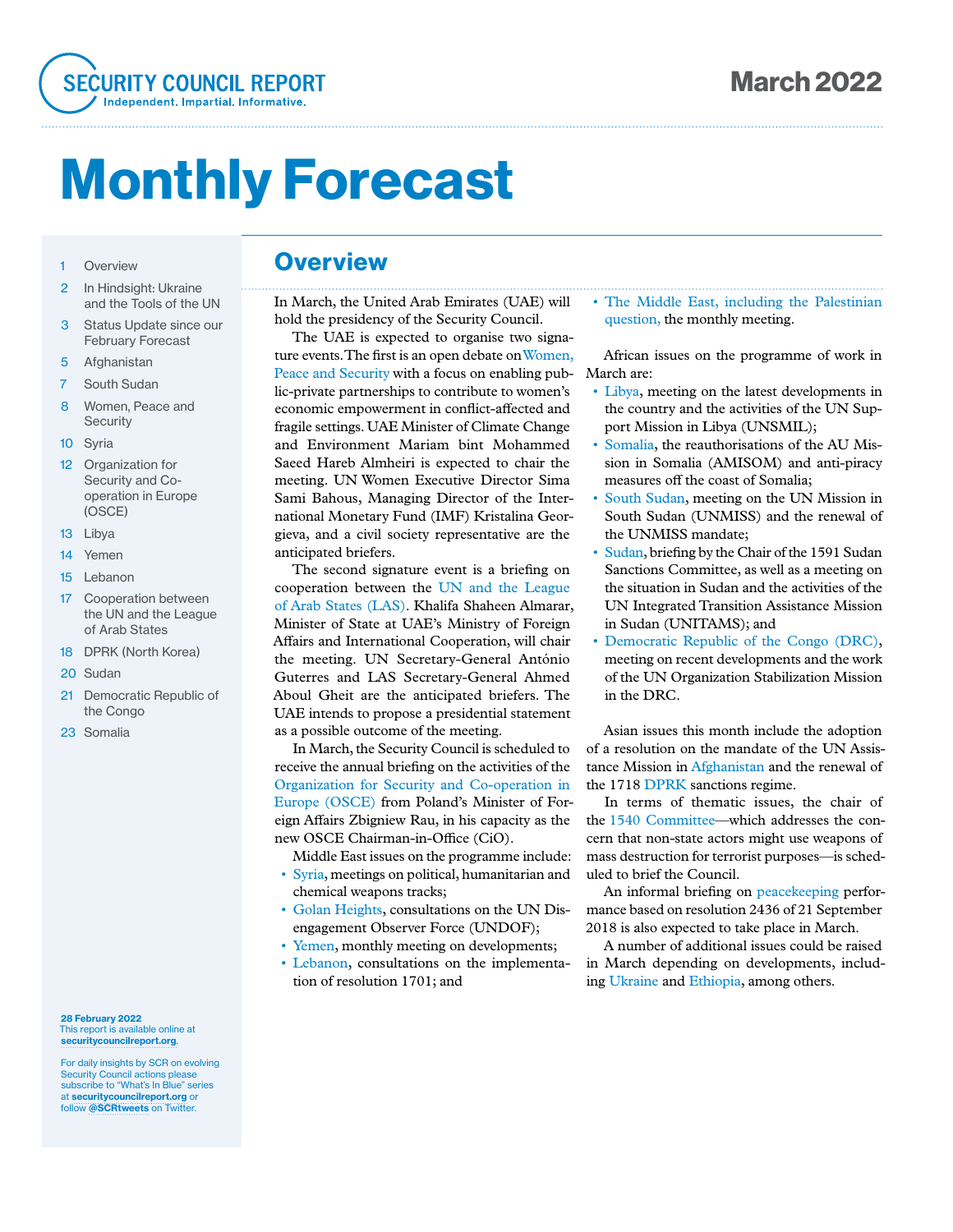# Monthly Forecast

March 2022

1 Overview
2 In Hindsight: Ukraine and the Tools of the UN
3 Status Update since our February Forecast
5 Afghanistan
7 South Sudan
8 Women, Peace and Security
10 Syria
12 Organization for Security and Co-operation in Europe (OSCE)
13 Libya
14 Yemen
15 Lebanon
17 Cooperation between the UN and the League of Arab States
18 DPRK (North Korea)
20 Sudan
21 Democratic Republic of the Congo
23 Somalia

**28 February 2022**
This report is available online at **securitycouncilreport.org**.

For daily insights by SCR on evolving Security Council actions please subscribe to "What's In Blue" series at **securitycouncilreport.org** or follow **@SCRtweets** on Twitter.

## Overview

In March, the United Arab Emirates (UAE) will hold the presidency of the Security Council.

The UAE is expected to organise two signature events. The first is an open debate on Women, Peace and Security with a focus on enabling public-private partnerships to contribute to women's economic empowerment in conflict-affected and fragile settings. UAE Minister of Climate Change and Environment Mariam bint Mohammed Saeed Hareb Almheiri is expected to chair the meeting. UN Women Executive Director Sima Sami Bahous, Managing Director of the International Monetary Fund (IMF) Kristalina Georgieva, and a civil society representative are the anticipated briefers.

The second signature event is a briefing on cooperation between the UN and the League of Arab States (LAS). Khalifa Shaheen Almarar, Minister of State at UAE's Ministry of Foreign Affairs and International Cooperation, will chair the meeting. UN Secretary-General António Guterres and LAS Secretary-General Ahmed Aboul Gheit are the anticipated briefers. The UAE intends to propose a presidential statement as a possible outcome of the meeting.

In March, the Security Council is scheduled to receive the annual briefing on the activities of the Organization for Security and Co-operation in Europe (OSCE) from Poland's Minister of Foreign Affairs Zbigniew Rau, in his capacity as the new OSCE Chairman-in-Office (CiO).

Middle East issues on the programme include:

- Syria, meetings on political, humanitarian and chemical weapons tracks;
- Golan Heights, consultations on the UN Disengagement Observer Force (UNDOF);
- Yemen, monthly meeting on developments;
- Lebanon, consultations on the implementation of resolution 1701; and
- The Middle East, including the Palestinian question, the monthly meeting.

African issues on the programme of work in March are:

- Libya, meeting on the latest developments in the country and the activities of the UN Support Mission in Libya (UNSMIL);
- Somalia, the reauthorisations of the AU Mission in Somalia (AMISOM) and anti-piracy measures off the coast of Somalia;
- South Sudan, meeting on the UN Mission in South Sudan (UNMISS) and the renewal of the UNMISS mandate;
- Sudan, briefing by the Chair of the 1591 Sudan Sanctions Committee, as well as a meeting on the situation in Sudan and the activities of the UN Integrated Transition Assistance Mission in Sudan (UNITAMS); and
- Democratic Republic of the Congo (DRC), meeting on recent developments and the work of the UN Organization Stabilization Mission in the DRC.

Asian issues this month include the adoption of a resolution on the mandate of the UN Assistance Mission in Afghanistan and the renewal of the 1718 DPRK sanctions regime.

In terms of thematic issues, the chair of the 1540 Committee—which addresses the concern that non-state actors might use weapons of mass destruction for terrorist purposes—is scheduled to brief the Council.

An informal briefing on peacekeeping performance based on resolution 2436 of 21 September 2018 is also expected to take place in March.

A number of additional issues could be raised in March depending on developments, including Ukraine and Ethiopia, among others.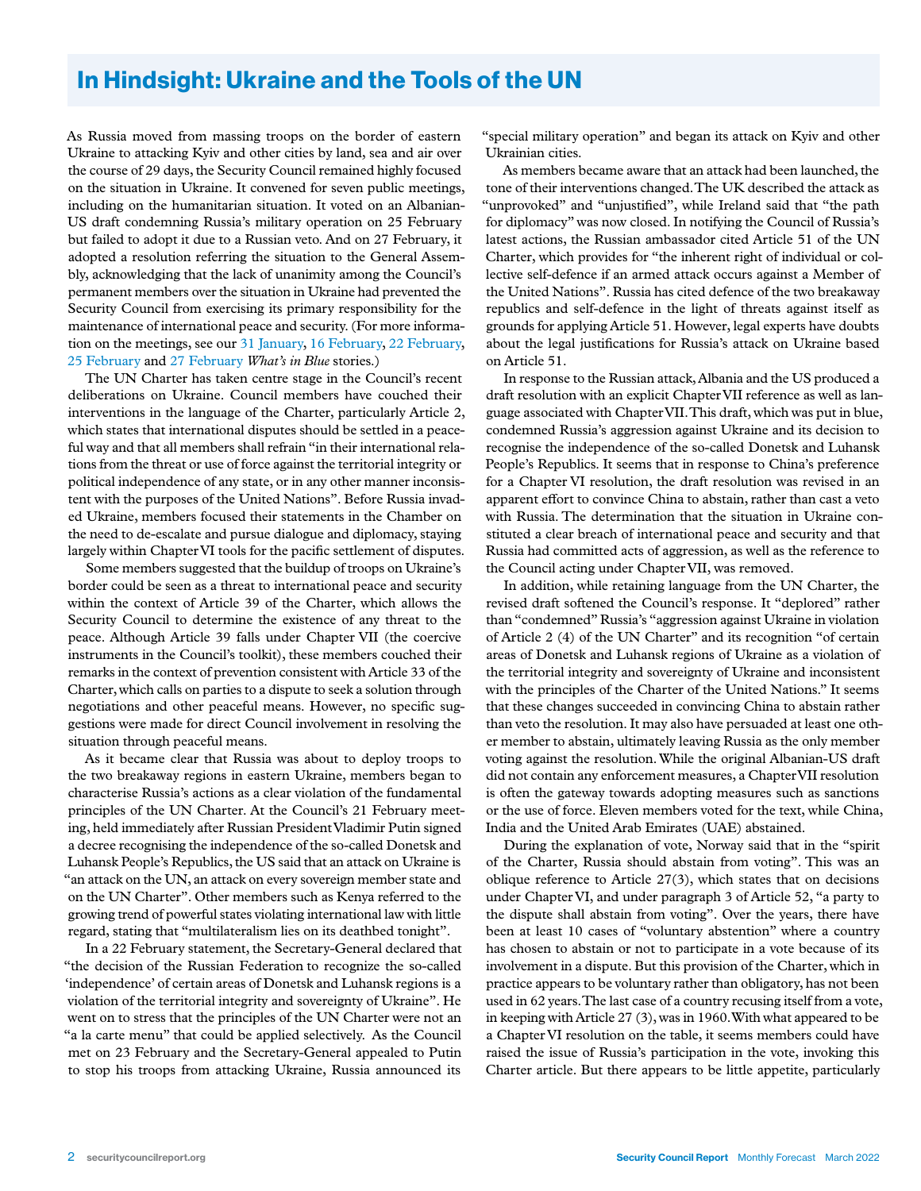# In Hindsight: Ukraine and the Tools of the UN

As Russia moved from massing troops on the border of eastern Ukraine to attacking Kyiv and other cities by land, sea and air over the course of 29 days, the Security Council remained highly focused on the situation in Ukraine. It convened for seven public meetings, including on the humanitarian situation. It voted on an Albanian-US draft condemning Russia's military operation on 25 February but failed to adopt it due to a Russian veto. And on 27 February, it adopted a resolution referring the situation to the General Assembly, acknowledging that the lack of unanimity among the Council's permanent members over the situation in Ukraine had prevented the Security Council from exercising its primary responsibility for the maintenance of international peace and security. (For more information on the meetings, see our 31 January, 16 February, 22 February, 25 February and 27 February *What's in Blue* stories.)

The UN Charter has taken centre stage in the Council's recent deliberations on Ukraine. Council members have couched their interventions in the language of the Charter, particularly Article 2, which states that international disputes should be settled in a peaceful way and that all members shall refrain "in their international relations from the threat or use of force against the territorial integrity or political independence of any state, or in any other manner inconsistent with the purposes of the United Nations". Before Russia invaded Ukraine, members focused their statements in the Chamber on the need to de-escalate and pursue dialogue and diplomacy, staying largely within Chapter VI tools for the pacific settlement of disputes.

Some members suggested that the buildup of troops on Ukraine's border could be seen as a threat to international peace and security within the context of Article 39 of the Charter, which allows the Security Council to determine the existence of any threat to the peace. Although Article 39 falls under Chapter VII (the coercive instruments in the Council's toolkit), these members couched their remarks in the context of prevention consistent with Article 33 of the Charter, which calls on parties to a dispute to seek a solution through negotiations and other peaceful means. However, no specific suggestions were made for direct Council involvement in resolving the situation through peaceful means.

As it became clear that Russia was about to deploy troops to the two breakaway regions in eastern Ukraine, members began to characterise Russia's actions as a clear violation of the fundamental principles of the UN Charter. At the Council's 21 February meeting, held immediately after Russian President Vladimir Putin signed a decree recognising the independence of the so-called Donetsk and Luhansk People's Republics, the US said that an attack on Ukraine is "an attack on the UN, an attack on every sovereign member state and on the UN Charter". Other members such as Kenya referred to the growing trend of powerful states violating international law with little regard, stating that "multilateralism lies on its deathbed tonight".

In a 22 February statement, the Secretary-General declared that "the decision of the Russian Federation to recognize the so-called 'independence' of certain areas of Donetsk and Luhansk regions is a violation of the territorial integrity and sovereignty of Ukraine". He went on to stress that the principles of the UN Charter were not an "a la carte menu" that could be applied selectively. As the Council met on 23 February and the Secretary-General appealed to Putin to stop his troops from attacking Ukraine, Russia announced its "special military operation" and began its attack on Kyiv and other Ukrainian cities.

As members became aware that an attack had been launched, the tone of their interventions changed. The UK described the attack as "unprovoked" and "unjustified", while Ireland said that "the path for diplomacy" was now closed. In notifying the Council of Russia's latest actions, the Russian ambassador cited Article 51 of the UN Charter, which provides for "the inherent right of individual or collective self-defence if an armed attack occurs against a Member of the United Nations". Russia has cited defence of the two breakaway republics and self-defence in the light of threats against itself as grounds for applying Article 51. However, legal experts have doubts about the legal justifications for Russia's attack on Ukraine based on Article 51.

In response to the Russian attack, Albania and the US produced a draft resolution with an explicit Chapter VII reference as well as language associated with Chapter VII. This draft, which was put in blue, condemned Russia's aggression against Ukraine and its decision to recognise the independence of the so-called Donetsk and Luhansk People's Republics. It seems that in response to China's preference for a Chapter VI resolution, the draft resolution was revised in an apparent effort to convince China to abstain, rather than cast a veto with Russia. The determination that the situation in Ukraine constituted a clear breach of international peace and security and that Russia had committed acts of aggression, as well as the reference to the Council acting under Chapter VII, was removed.

In addition, while retaining language from the UN Charter, the revised draft softened the Council's response. It "deplored" rather than "condemned" Russia's "aggression against Ukraine in violation of Article 2 (4) of the UN Charter" and its recognition "of certain areas of Donetsk and Luhansk regions of Ukraine as a violation of the territorial integrity and sovereignty of Ukraine and inconsistent with the principles of the Charter of the United Nations." It seems that these changes succeeded in convincing China to abstain rather than veto the resolution. It may also have persuaded at least one other member to abstain, ultimately leaving Russia as the only member voting against the resolution. While the original Albanian-US draft did not contain any enforcement measures, a Chapter VII resolution is often the gateway towards adopting measures such as sanctions or the use of force. Eleven members voted for the text, while China, India and the United Arab Emirates (UAE) abstained.

During the explanation of vote, Norway said that in the "spirit of the Charter, Russia should abstain from voting". This was an oblique reference to Article 27(3), which states that on decisions under Chapter VI, and under paragraph 3 of Article 52, "a party to the dispute shall abstain from voting". Over the years, there have been at least 10 cases of "voluntary abstention" where a country has chosen to abstain or not to participate in a vote because of its involvement in a dispute. But this provision of the Charter, which in practice appears to be voluntary rather than obligatory, has not been used in 62 years. The last case of a country recusing itself from a vote, in keeping with Article 27 (3), was in 1960. With what appeared to be a Chapter VI resolution on the table, it seems members could have raised the issue of Russia's participation in the vote, invoking this Charter article. But there appears to be little appetite, particularly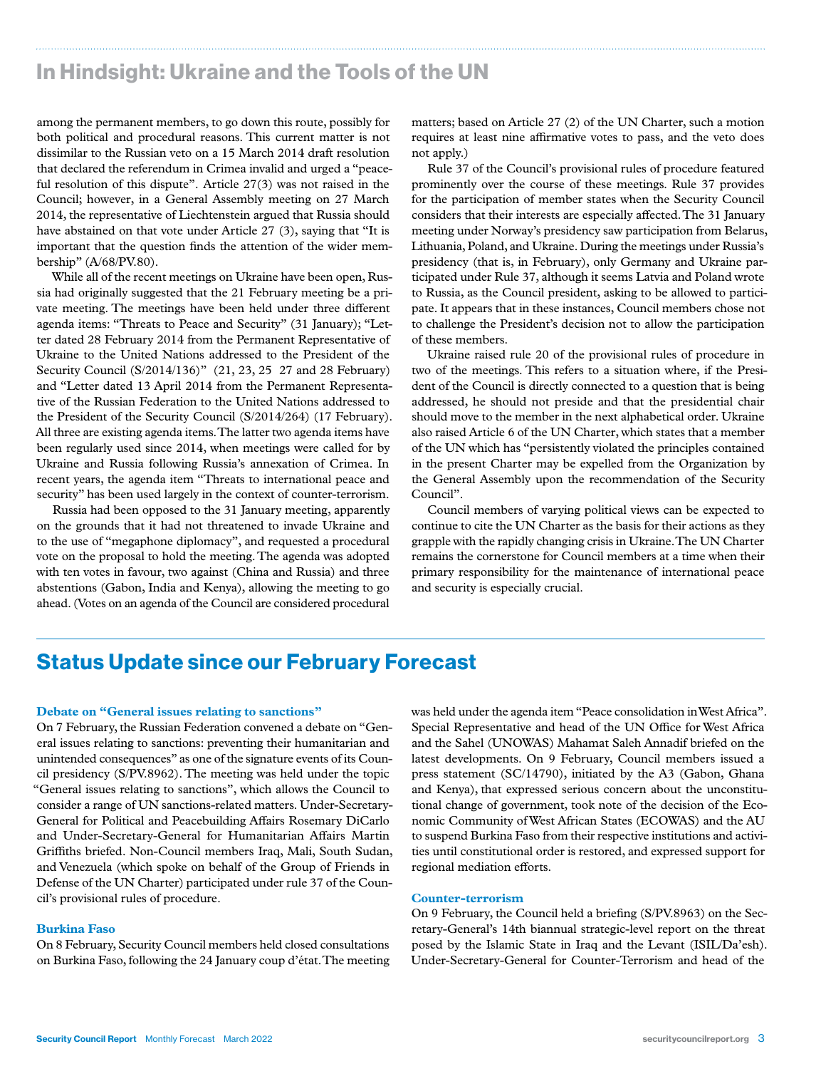## In Hindsight: Ukraine and the Tools of the UN

among the permanent members, to go down this route, possibly for both political and procedural reasons. This current matter is not dissimilar to the Russian veto on a 15 March 2014 draft resolution that declared the referendum in Crimea invalid and urged a "peaceful resolution of this dispute". Article 27(3) was not raised in the Council; however, in a General Assembly meeting on 27 March 2014, the representative of Liechtenstein argued that Russia should have abstained on that vote under Article 27 (3), saying that "It is important that the question finds the attention of the wider membership" (A/68/PV.80).

While all of the recent meetings on Ukraine have been open, Russia had originally suggested that the 21 February meeting be a private meeting. The meetings have been held under three different agenda items: "Threats to Peace and Security" (31 January); "Letter dated 28 February 2014 from the Permanent Representative of Ukraine to the United Nations addressed to the President of the Security Council (S/2014/136)" (21, 23, 25 27 and 28 February) and "Letter dated 13 April 2014 from the Permanent Representative of the Russian Federation to the United Nations addressed to the President of the Security Council (S/2014/264) (17 February). All three are existing agenda items. The latter two agenda items have been regularly used since 2014, when meetings were called for by Ukraine and Russia following Russia's annexation of Crimea. In recent years, the agenda item "Threats to international peace and security" has been used largely in the context of counter-terrorism.

Russia had been opposed to the 31 January meeting, apparently on the grounds that it had not threatened to invade Ukraine and to the use of "megaphone diplomacy", and requested a procedural vote on the proposal to hold the meeting. The agenda was adopted with ten votes in favour, two against (China and Russia) and three abstentions (Gabon, India and Kenya), allowing the meeting to go ahead. (Votes on an agenda of the Council are considered procedural matters; based on Article 27 (2) of the UN Charter, such a motion requires at least nine affirmative votes to pass, and the veto does not apply.)

Rule 37 of the Council's provisional rules of procedure featured prominently over the course of these meetings. Rule 37 provides for the participation of member states when the Security Council considers that their interests are especially affected. The 31 January meeting under Norway's presidency saw participation from Belarus, Lithuania, Poland, and Ukraine. During the meetings under Russia's presidency (that is, in February), only Germany and Ukraine participated under Rule 37, although it seems Latvia and Poland wrote to Russia, as the Council president, asking to be allowed to participate. It appears that in these instances, Council members chose not to challenge the President's decision not to allow the participation of these members.

Ukraine raised rule 20 of the provisional rules of procedure in two of the meetings. This refers to a situation where, if the President of the Council is directly connected to a question that is being addressed, he should not preside and that the presidential chair should move to the member in the next alphabetical order. Ukraine also raised Article 6 of the UN Charter, which states that a member of the UN which has "persistently violated the principles contained in the present Charter may be expelled from the Organization by the General Assembly upon the recommendation of the Security Council".

Council members of varying political views can be expected to continue to cite the UN Charter as the basis for their actions as they grapple with the rapidly changing crisis in Ukraine. The UN Charter remains the cornerstone for Council members at a time when their primary responsibility for the maintenance of international peace and security is especially crucial.

# Status Update since our February Forecast

### Debate on "General issues relating to sanctions"

On 7 February, the Russian Federation convened a debate on "General issues relating to sanctions: preventing their humanitarian and unintended consequences" as one of the signature events of its Council presidency (S/PV.8962). The meeting was held under the topic "General issues relating to sanctions", which allows the Council to consider a range of UN sanctions-related matters. Under-Secretary-General for Political and Peacebuilding Affairs Rosemary DiCarlo and Under-Secretary-General for Humanitarian Affairs Martin Griffiths briefed. Non-Council members Iraq, Mali, South Sudan, and Venezuela (which spoke on behalf of the Group of Friends in Defense of the UN Charter) participated under rule 37 of the Council's provisional rules of procedure.

### Burkina Faso

On 8 February, Security Council members held closed consultations on Burkina Faso, following the 24 January coup d'état. The meeting was held under the agenda item "Peace consolidation in West Africa". Special Representative and head of the UN Office for West Africa and the Sahel (UNOWAS) Mahamat Saleh Annadif briefed on the latest developments. On 9 February, Council members issued a press statement (SC/14790), initiated by the A3 (Gabon, Ghana and Kenya), that expressed serious concern about the unconstitutional change of government, took note of the decision of the Economic Community of West African States (ECOWAS) and the AU to suspend Burkina Faso from their respective institutions and activities until constitutional order is restored, and expressed support for regional mediation efforts.

### Counter-terrorism

On 9 February, the Council held a briefing (S/PV.8963) on the Secretary-General's 14th biannual strategic-level report on the threat posed by the Islamic State in Iraq and the Levant (ISIL/Da'esh). Under-Secretary-General for Counter-Terrorism and head of the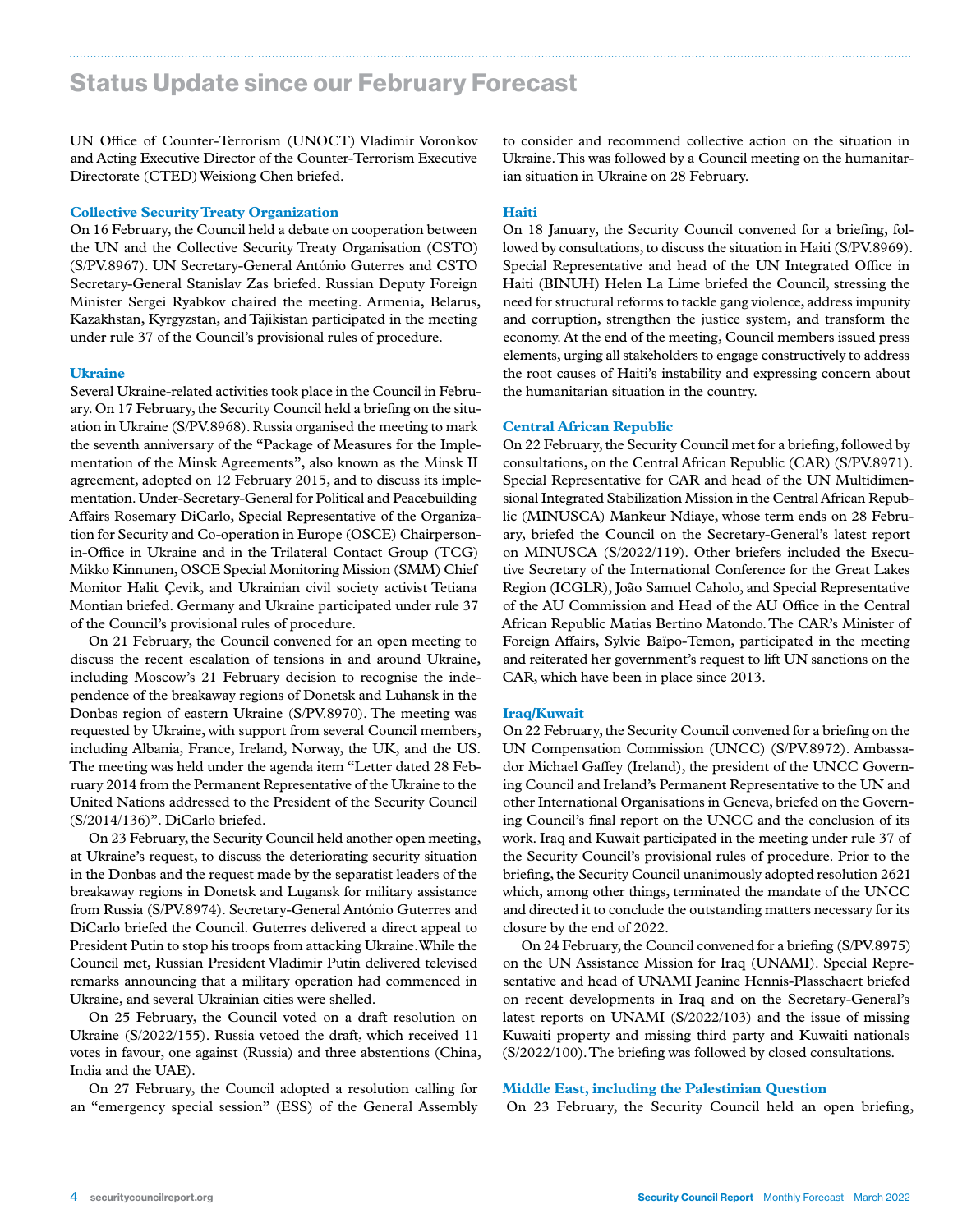# Status Update since our February Forecast

UN Office of Counter-Terrorism (UNOCT) Vladimir Voronkov and Acting Executive Director of the Counter-Terrorism Executive Directorate (CTED) Weixiong Chen briefed.

### Collective Security Treaty Organization

On 16 February, the Council held a debate on cooperation between the UN and the Collective Security Treaty Organisation (CSTO) (S/PV.8967). UN Secretary-General António Guterres and CSTO Secretary-General Stanislav Zas briefed. Russian Deputy Foreign Minister Sergei Ryabkov chaired the meeting. Armenia, Belarus, Kazakhstan, Kyrgyzstan, and Tajikistan participated in the meeting under rule 37 of the Council's provisional rules of procedure.

### Ukraine

Several Ukraine-related activities took place in the Council in February. On 17 February, the Security Council held a briefing on the situation in Ukraine (S/PV.8968). Russia organised the meeting to mark the seventh anniversary of the "Package of Measures for the Implementation of the Minsk Agreements", also known as the Minsk II agreement, adopted on 12 February 2015, and to discuss its implementation. Under-Secretary-General for Political and Peacebuilding Affairs Rosemary DiCarlo, Special Representative of the Organization for Security and Co-operation in Europe (OSCE) Chairperson-in-Office in Ukraine and in the Trilateral Contact Group (TCG) Mikko Kinnunen, OSCE Special Monitoring Mission (SMM) Chief Monitor Halit Çevik, and Ukrainian civil society activist Tetiana Montian briefed. Germany and Ukraine participated under rule 37 of the Council's provisional rules of procedure.

On 21 February, the Council convened for an open meeting to discuss the recent escalation of tensions in and around Ukraine, including Moscow's 21 February decision to recognise the independence of the breakaway regions of Donetsk and Luhansk in the Donbas region of eastern Ukraine (S/PV.8970). The meeting was requested by Ukraine, with support from several Council members, including Albania, France, Ireland, Norway, the UK, and the US. The meeting was held under the agenda item "Letter dated 28 February 2014 from the Permanent Representative of the Ukraine to the United Nations addressed to the President of the Security Council (S/2014/136)". DiCarlo briefed.

On 23 February, the Security Council held another open meeting, at Ukraine's request, to discuss the deteriorating security situation in the Donbas and the request made by the separatist leaders of the breakaway regions in Donetsk and Lugansk for military assistance from Russia (S/PV.8974). Secretary-General António Guterres and DiCarlo briefed the Council. Guterres delivered a direct appeal to President Putin to stop his troops from attacking Ukraine. While the Council met, Russian President Vladimir Putin delivered televised remarks announcing that a military operation had commenced in Ukraine, and several Ukrainian cities were shelled.

On 25 February, the Council voted on a draft resolution on Ukraine (S/2022/155). Russia vetoed the draft, which received 11 votes in favour, one against (Russia) and three abstentions (China, India and the UAE).

On 27 February, the Council adopted a resolution calling for an "emergency special session" (ESS) of the General Assembly to consider and recommend collective action on the situation in Ukraine. This was followed by a Council meeting on the humanitarian situation in Ukraine on 28 February.

### Haiti

On 18 January, the Security Council convened for a briefing, followed by consultations, to discuss the situation in Haiti (S/PV.8969). Special Representative and head of the UN Integrated Office in Haiti (BINUH) Helen La Lime briefed the Council, stressing the need for structural reforms to tackle gang violence, address impunity and corruption, strengthen the justice system, and transform the economy. At the end of the meeting, Council members issued press elements, urging all stakeholders to engage constructively to address the root causes of Haiti's instability and expressing concern about the humanitarian situation in the country.

### Central African Republic

On 22 February, the Security Council met for a briefing, followed by consultations, on the Central African Republic (CAR) (S/PV.8971). Special Representative for CAR and head of the UN Multidimensional Integrated Stabilization Mission in the Central African Republic (MINUSCA) Mankeur Ndiaye, whose term ends on 28 February, briefed the Council on the Secretary-General's latest report on MINUSCA (S/2022/119). Other briefers included the Executive Secretary of the International Conference for the Great Lakes Region (ICGLR), João Samuel Caholo, and Special Representative of the AU Commission and Head of the AU Office in the Central African Republic Matias Bertino Matondo. The CAR's Minister of Foreign Affairs, Sylvie Baïpo-Temon, participated in the meeting and reiterated her government's request to lift UN sanctions on the CAR, which have been in place since 2013.

### Iraq/Kuwait

On 22 February, the Security Council convened for a briefing on the UN Compensation Commission (UNCC) (S/PV.8972). Ambassador Michael Gaffey (Ireland), the president of the UNCC Governing Council and Ireland's Permanent Representative to the UN and other International Organisations in Geneva, briefed on the Governing Council's final report on the UNCC and the conclusion of its work. Iraq and Kuwait participated in the meeting under rule 37 of the Security Council's provisional rules of procedure. Prior to the briefing, the Security Council unanimously adopted resolution 2621 which, among other things, terminated the mandate of the UNCC and directed it to conclude the outstanding matters necessary for its closure by the end of 2022.

On 24 February, the Council convened for a briefing (S/PV.8975) on the UN Assistance Mission for Iraq (UNAMI). Special Representative and head of UNAMI Jeanine Hennis-Plasschaert briefed on recent developments in Iraq and on the Secretary-General's latest reports on UNAMI (S/2022/103) and the issue of missing Kuwaiti property and missing third party and Kuwaiti nationals (S/2022/100). The briefing was followed by closed consultations.

### Middle East, including the Palestinian Question

On 23 February, the Security Council held an open briefing,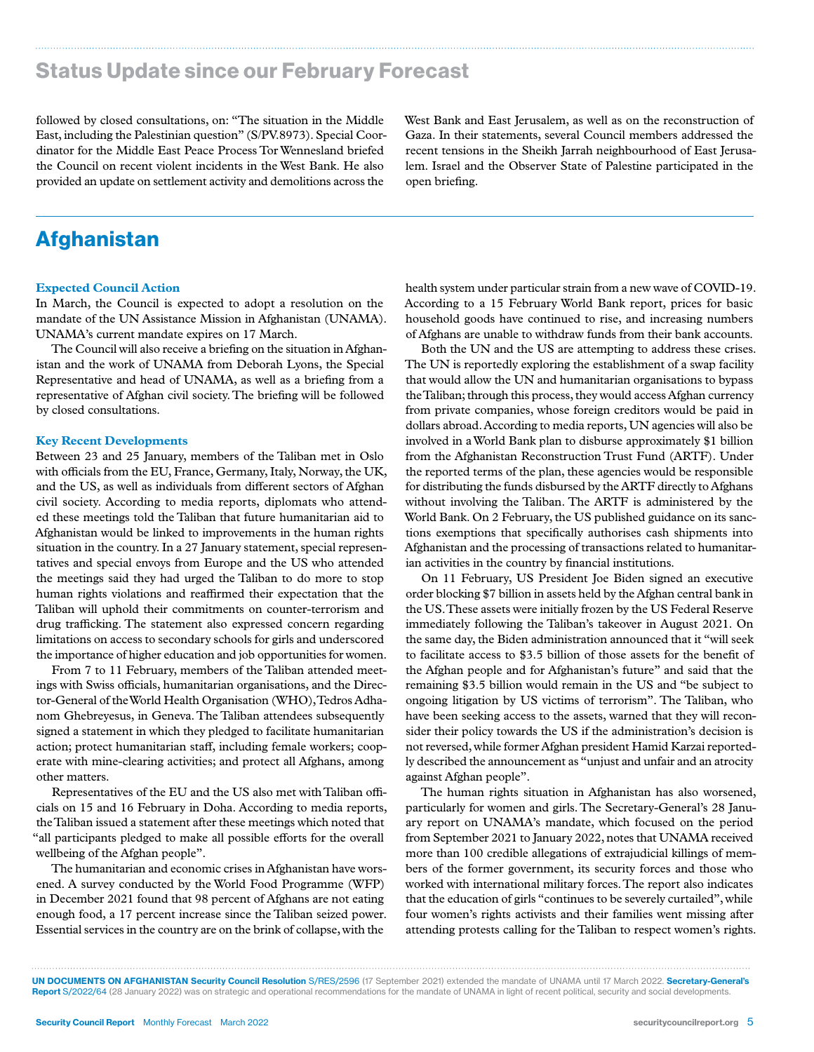## Status Update since our February Forecast

followed by closed consultations, on: "The situation in the Middle East, including the Palestinian question" (S/PV.8973). Special Coordinator for the Middle East Peace Process Tor Wennesland briefed the Council on recent violent incidents in the West Bank. He also provided an update on settlement activity and demolitions across the West Bank and East Jerusalem, as well as on the reconstruction of Gaza. In their statements, several Council members addressed the recent tensions in the Sheikh Jarrah neighbourhood of East Jerusalem. Israel and the Observer State of Palestine participated in the open briefing.

# Afghanistan

### Expected Council Action

In March, the Council is expected to adopt a resolution on the mandate of the UN Assistance Mission in Afghanistan (UNAMA). UNAMA's current mandate expires on 17 March.

The Council will also receive a briefing on the situation in Afghanistan and the work of UNAMA from Deborah Lyons, the Special Representative and head of UNAMA, as well as a briefing from a representative of Afghan civil society. The briefing will be followed by closed consultations.

### Key Recent Developments

Between 23 and 25 January, members of the Taliban met in Oslo with officials from the EU, France, Germany, Italy, Norway, the UK, and the US, as well as individuals from different sectors of Afghan civil society. According to media reports, diplomats who attended these meetings told the Taliban that future humanitarian aid to Afghanistan would be linked to improvements in the human rights situation in the country. In a 27 January statement, special representatives and special envoys from Europe and the US who attended the meetings said they had urged the Taliban to do more to stop human rights violations and reaffirmed their expectation that the Taliban will uphold their commitments on counter-terrorism and drug trafficking. The statement also expressed concern regarding limitations on access to secondary schools for girls and underscored the importance of higher education and job opportunities for women.

From 7 to 11 February, members of the Taliban attended meetings with Swiss officials, humanitarian organisations, and the Director-General of the World Health Organisation (WHO), Tedros Adhanom Ghebreyesus, in Geneva. The Taliban attendees subsequently signed a statement in which they pledged to facilitate humanitarian action; protect humanitarian staff, including female workers; cooperate with mine-clearing activities; and protect all Afghans, among other matters.

Representatives of the EU and the US also met with Taliban officials on 15 and 16 February in Doha. According to media reports, the Taliban issued a statement after these meetings which noted that "all participants pledged to make all possible efforts for the overall wellbeing of the Afghan people".

The humanitarian and economic crises in Afghanistan have worsened. A survey conducted by the World Food Programme (WFP) in December 2021 found that 98 percent of Afghans are not eating enough food, a 17 percent increase since the Taliban seized power. Essential services in the country are on the brink of collapse, with the health system under particular strain from a new wave of COVID-19. According to a 15 February World Bank report, prices for basic household goods have continued to rise, and increasing numbers of Afghans are unable to withdraw funds from their bank accounts.

Both the UN and the US are attempting to address these crises. The UN is reportedly exploring the establishment of a swap facility that would allow the UN and humanitarian organisations to bypass the Taliban; through this process, they would access Afghan currency from private companies, whose foreign creditors would be paid in dollars abroad. According to media reports, UN agencies will also be involved in a World Bank plan to disburse approximately $1 billion from the Afghanistan Reconstruction Trust Fund (ARTF). Under the reported terms of the plan, these agencies would be responsible for distributing the funds disbursed by the ARTF directly to Afghans without involving the Taliban. The ARTF is administered by the World Bank. On 2 February, the US published guidance on its sanctions exemptions that specifically authorises cash shipments into Afghanistan and the processing of transactions related to humanitarian activities in the country by financial institutions.

On 11 February, US President Joe Biden signed an executive order blocking $7 billion in assets held by the Afghan central bank in the US. These assets were initially frozen by the US Federal Reserve immediately following the Taliban's takeover in August 2021. On the same day, the Biden administration announced that it "will seek to facilitate access to $3.5 billion of those assets for the benefit of the Afghan people and for Afghanistan's future" and said that the remaining $3.5 billion would remain in the US and "be subject to ongoing litigation by US victims of terrorism". The Taliban, who have been seeking access to the assets, warned that they will reconsider their policy towards the US if the administration's decision is not reversed, while former Afghan president Hamid Karzai reportedly described the announcement as "unjust and unfair and an atrocity against Afghan people".

The human rights situation in Afghanistan has also worsened, particularly for women and girls. The Secretary-General's 28 January report on UNAMA's mandate, which focused on the period from September 2021 to January 2022, notes that UNAMA received more than 100 credible allegations of extrajudicial killings of members of the former government, its security forces and those who worked with international military forces. The report also indicates that the education of girls "continues to be severely curtailed", while four women's rights activists and their families went missing after attending protests calling for the Taliban to respect women's rights.

**UN DOCUMENTS ON AFGHANISTAN Security Council Resolution** S/RES/2596 (17 September 2021) extended the mandate of UNAMA until 17 March 2022. **Secretary-General's Report** S/2022/64 (28 January 2022) was on strategic and operational recommendations for the mandate of UNAMA in light of recent political, security and social developments.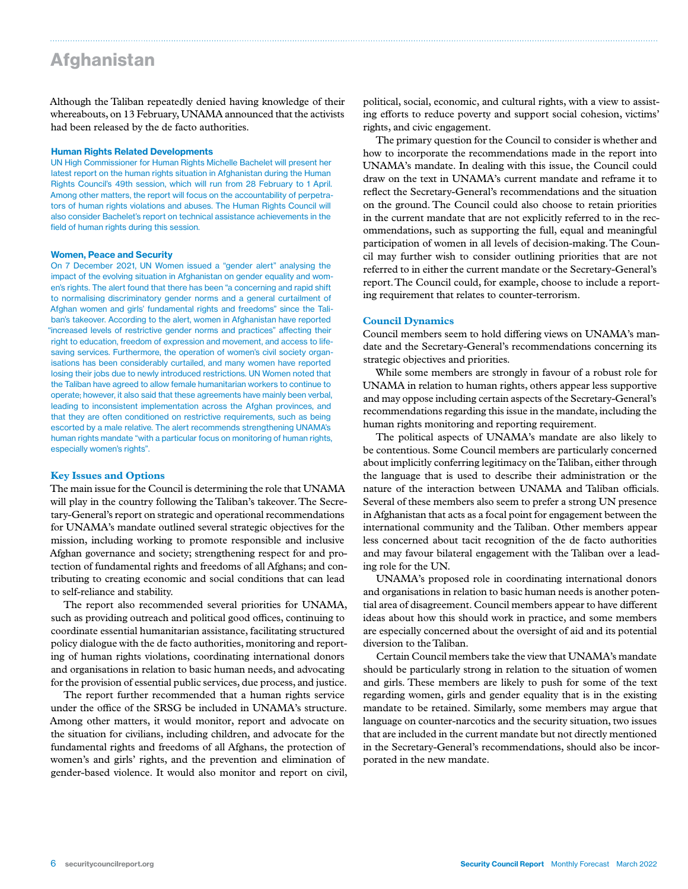# Afghanistan

Although the Taliban repeatedly denied having knowledge of their whereabouts, on 13 February, UNAMA announced that the activists had been released by the de facto authorities.

### Human Rights Related Developments

UN High Commissioner for Human Rights Michelle Bachelet will present her latest report on the human rights situation in Afghanistan during the Human Rights Council's 49th session, which will run from 28 February to 1 April. Among other matters, the report will focus on the accountability of perpetrators of human rights violations and abuses. The Human Rights Council will also consider Bachelet's report on technical assistance achievements in the field of human rights during this session.

### Women, Peace and Security

On 7 December 2021, UN Women issued a "gender alert" analysing the impact of the evolving situation in Afghanistan on gender equality and women's rights. The alert found that there has been "a concerning and rapid shift to normalising discriminatory gender norms and a general curtailment of Afghan women and girls' fundamental rights and freedoms" since the Taliban's takeover. According to the alert, women in Afghanistan have reported "increased levels of restrictive gender norms and practices" affecting their right to education, freedom of expression and movement, and access to life-saving services. Furthermore, the operation of women's civil society organisations has been considerably curtailed, and many women have reported losing their jobs due to newly introduced restrictions. UN Women noted that the Taliban have agreed to allow female humanitarian workers to continue to operate; however, it also said that these agreements have mainly been verbal, leading to inconsistent implementation across the Afghan provinces, and that they are often conditioned on restrictive requirements, such as being escorted by a male relative. The alert recommends strengthening UNAMA's human rights mandate "with a particular focus on monitoring of human rights, especially women's rights".

### Key Issues and Options

The main issue for the Council is determining the role that UNAMA will play in the country following the Taliban's takeover. The Secretary-General's report on strategic and operational recommendations for UNAMA's mandate outlined several strategic objectives for the mission, including working to promote responsible and inclusive Afghan governance and society; strengthening respect for and protection of fundamental rights and freedoms of all Afghans; and contributing to creating economic and social conditions that can lead to self-reliance and stability.

The report also recommended several priorities for UNAMA, such as providing outreach and political good offices, continuing to coordinate essential humanitarian assistance, facilitating structured policy dialogue with the de facto authorities, monitoring and reporting of human rights violations, coordinating international donors and organisations in relation to basic human needs, and advocating for the provision of essential public services, due process, and justice.

The report further recommended that a human rights service under the office of the SRSG be included in UNAMA's structure. Among other matters, it would monitor, report and advocate on the situation for civilians, including children, and advocate for the fundamental rights and freedoms of all Afghans, the protection of women's and girls' rights, and the prevention and elimination of gender-based violence. It would also monitor and report on civil, political, social, economic, and cultural rights, with a view to assisting efforts to reduce poverty and support social cohesion, victims' rights, and civic engagement.

The primary question for the Council to consider is whether and how to incorporate the recommendations made in the report into UNAMA's mandate. In dealing with this issue, the Council could draw on the text in UNAMA's current mandate and reframe it to reflect the Secretary-General's recommendations and the situation on the ground. The Council could also choose to retain priorities in the current mandate that are not explicitly referred to in the recommendations, such as supporting the full, equal and meaningful participation of women in all levels of decision-making. The Council may further wish to consider outlining priorities that are not referred to in either the current mandate or the Secretary-General's report. The Council could, for example, choose to include a reporting requirement that relates to counter-terrorism.

### Council Dynamics

Council members seem to hold differing views on UNAMA's mandate and the Secretary-General's recommendations concerning its strategic objectives and priorities.

While some members are strongly in favour of a robust role for UNAMA in relation to human rights, others appear less supportive and may oppose including certain aspects of the Secretary-General's recommendations regarding this issue in the mandate, including the human rights monitoring and reporting requirement.

The political aspects of UNAMA's mandate are also likely to be contentious. Some Council members are particularly concerned about implicitly conferring legitimacy on the Taliban, either through the language that is used to describe their administration or the nature of the interaction between UNAMA and Taliban officials. Several of these members also seem to prefer a strong UN presence in Afghanistan that acts as a focal point for engagement between the international community and the Taliban. Other members appear less concerned about tacit recognition of the de facto authorities and may favour bilateral engagement with the Taliban over a leading role for the UN.

UNAMA's proposed role in coordinating international donors and organisations in relation to basic human needs is another potential area of disagreement. Council members appear to have different ideas about how this should work in practice, and some members are especially concerned about the oversight of aid and its potential diversion to the Taliban.

Certain Council members take the view that UNAMA's mandate should be particularly strong in relation to the situation of women and girls. These members are likely to push for some of the text regarding women, girls and gender equality that is in the existing mandate to be retained. Similarly, some members may argue that language on counter-narcotics and the security situation, two issues that are included in the current mandate but not directly mentioned in the Secretary-General's recommendations, should also be incorporated in the new mandate.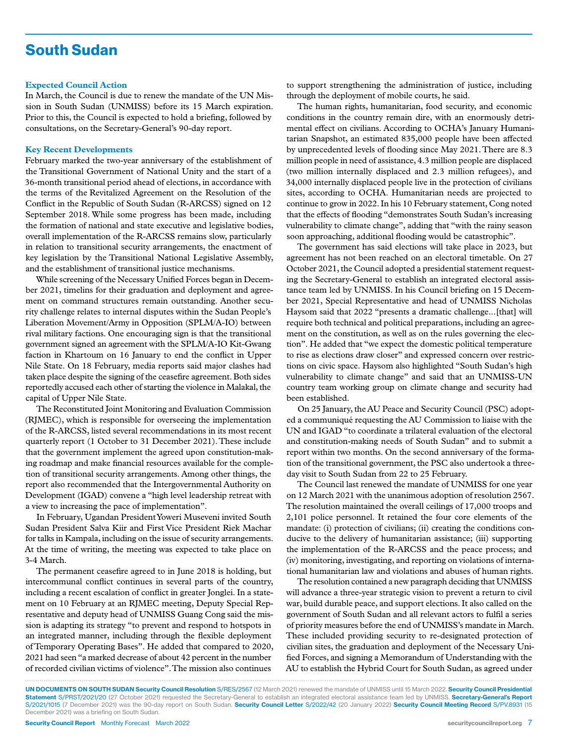# South Sudan

### Expected Council Action

In March, the Council is due to renew the mandate of the UN Mission in South Sudan (UNMISS) before its 15 March expiration. Prior to this, the Council is expected to hold a briefing, followed by consultations, on the Secretary-General's 90-day report.

### Key Recent Developments

February marked the two-year anniversary of the establishment of the Transitional Government of National Unity and the start of a 36-month transitional period ahead of elections, in accordance with the terms of the Revitalized Agreement on the Resolution of the Conflict in the Republic of South Sudan (R-ARCSS) signed on 12 September 2018. While some progress has been made, including the formation of national and state executive and legislative bodies, overall implementation of the R-ARCSS remains slow, particularly in relation to transitional security arrangements, the enactment of key legislation by the Transitional National Legislative Assembly, and the establishment of transitional justice mechanisms.

While screening of the Necessary Unified Forces began in December 2021, timelins for their graduation and deployment and agreement on command structures remain outstanding. Another security challenge relates to internal disputes within the Sudan People's Liberation Movement/Army in Opposition (SPLM/A-IO) between rival military factions. One encouraging sign is that the transitional government signed an agreement with the SPLM/A-IO Kit-Gwang faction in Khartoum on 16 January to end the conflict in Upper Nile State. On 18 February, media reports said major clashes had taken place despite the signing of the ceasefire agreement. Both sides reportedly accused each other of starting the violence in Malakal, the capital of Upper Nile State.

The Reconstituted Joint Monitoring and Evaluation Commission (RJMEC), which is responsible for overseeing the implementation of the R-ARCSS, listed several recommendations in its most recent quarterly report (1 October to 31 December 2021). These include that the government implement the agreed upon constitution-making roadmap and make financial resources available for the completion of transitional security arrangements. Among other things, the report also recommended that the Intergovernmental Authority on Development (IGAD) convene a "high level leadership retreat with a view to increasing the pace of implementation".

In February, Ugandan President Yoweri Museveni invited South Sudan President Salva Kiir and First Vice President Riek Machar for talks in Kampala, including on the issue of security arrangements. At the time of writing, the meeting was expected to take place on 3-4 March.

The permanent ceasefire agreed to in June 2018 is holding, but intercommunal conflict continues in several parts of the country, including a recent escalation of conflict in greater Jonglei. In a statement on 10 February at an RJMEC meeting, Deputy Special Representative and deputy head of UNMISS Guang Cong said the mission is adapting its strategy "to prevent and respond to hotspots in an integrated manner, including through the flexible deployment of Temporary Operating Bases". He added that compared to 2020, 2021 had seen "a marked decrease of about 42 percent in the number of recorded civilian victims of violence". The mission also continues to support strengthening the administration of justice, including through the deployment of mobile courts, he said.

The human rights, humanitarian, food security, and economic conditions in the country remain dire, with an enormously detrimental effect on civilians. According to OCHA's January Humanitarian Snapshot, an estimated 835,000 people have been affected by unprecedented levels of flooding since May 2021. There are 8.3 million people in need of assistance, 4.3 million people are displaced (two million internally displaced and 2.3 million refugees), and 34,000 internally displaced people live in the protection of civilians sites, according to OCHA. Humanitarian needs are projected to continue to grow in 2022. In his 10 February statement, Cong noted that the effects of flooding "demonstrates South Sudan's increasing vulnerability to climate change", adding that "with the rainy season soon approaching, additional flooding would be catastrophic".

The government has said elections will take place in 2023, but agreement has not been reached on an electoral timetable. On 27 October 2021, the Council adopted a presidential statement requesting the Secretary-General to establish an integrated electoral assistance team led by UNMISS. In his Council briefing on 15 December 2021, Special Representative and head of UNMISS Nicholas Haysom said that 2022 "presents a dramatic challenge…[that] will require both technical and political preparations, including an agreement on the constitution, as well as on the rules governing the election". He added that "we expect the domestic political temperature to rise as elections draw closer" and expressed concern over restrictions on civic space. Haysom also highlighted "South Sudan's high vulnerability to climate change" and said that an UNMISS-UN country team working group on climate change and security had been established.

On 25 January, the AU Peace and Security Council (PSC) adopted a communiqué requesting the AU Commission to liaise with the UN and IGAD "to coordinate a trilateral evaluation of the electoral and constitution-making needs of South Sudan" and to submit a report within two months. On the second anniversary of the formation of the transitional government, the PSC also undertook a three-day visit to South Sudan from 22 to 25 February.

The Council last renewed the mandate of UNMISS for one year on 12 March 2021 with the unanimous adoption of resolution 2567. The resolution maintained the overall ceilings of 17,000 troops and 2,101 police personnel. It retained the four core elements of the mandate: (i) protection of civilians; (ii) creating the conditions conducive to the delivery of humanitarian assistance; (iii) supporting the implementation of the R-ARCSS and the peace process; and (iv) monitoring, investigating, and reporting on violations of international humanitarian law and violations and abuses of human rights.

The resolution contained a new paragraph deciding that UNMISS will advance a three-year strategic vision to prevent a return to civil war, build durable peace, and support elections. It also called on the government of South Sudan and all relevant actors to fulfil a series of priority measures before the end of UNMISS's mandate in March. These included providing security to re-designated protection of civilian sites, the graduation and deployment of the Necessary Unified Forces, and signing a Memorandum of Understanding with the AU to establish the Hybrid Court for South Sudan, as agreed under

**UN DOCUMENTS ON SOUTH SUDAN Security Council Resolution** S/RES/2567 (12 March 2021) renewed the mandate of UNMISS until 15 March 2022. **Security Council Presidential Statement** S/PRST/2021/20 (27 October 2021) requested the Secretary-General to establish an integrated electoral assistance team led by UNMISS. **Secretary-General's Report** S/2021/1015 (7 December 2021) was the 90-day report on South Sudan. **Security Council Letter** S/2022/42 (20 January 2022) **Security Council Meeting Record** S/PV.8931 (15 December 2021) was a briefing on South Sudan.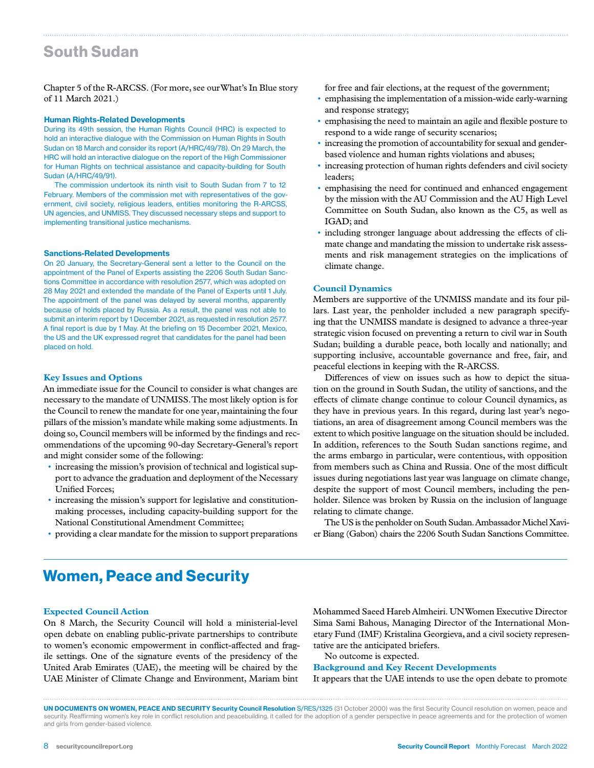# South Sudan

Chapter 5 of the R-ARCSS. (For more, see our What's In Blue story of 11 March 2021.)

### Human Rights-Related Developments

During its 49th session, the Human Rights Council (HRC) is expected to hold an interactive dialogue with the Commission on Human Rights in South Sudan on 18 March and consider its report (A/HRC/49/78). On 29 March, the HRC will hold an interactive dialogue on the report of the High Commissioner for Human Rights on technical assistance and capacity-building for South Sudan (A/HRC/49/91).

The commission undertook its ninth visit to South Sudan from 7 to 12 February. Members of the commission met with representatives of the government, civil society, religious leaders, entities monitoring the R-ARCSS, UN agencies, and UNMISS. They discussed necessary steps and support to implementing transitional justice mechanisms.

### Sanctions-Related Developments

On 20 January, the Secretary-General sent a letter to the Council on the appointment of the Panel of Experts assisting the 2206 South Sudan Sanctions Committee in accordance with resolution 2577, which was adopted on 28 May 2021 and extended the mandate of the Panel of Experts until 1 July. The appointment of the panel was delayed by several months, apparently because of holds placed by Russia. As a result, the panel was not able to submit an interim report by 1 December 2021, as requested in resolution 2577. A final report is due by 1 May. At the briefing on 15 December 2021, Mexico, the US and the UK expressed regret that candidates for the panel had been placed on hold.

### Key Issues and Options

An immediate issue for the Council to consider is what changes are necessary to the mandate of UNMISS. The most likely option is for the Council to renew the mandate for one year, maintaining the four pillars of the mission's mandate while making some adjustments. In doing so, Council members will be informed by the findings and recommendations of the upcoming 90-day Secretary-General's report and might consider some of the following:

- increasing the mission's provision of technical and logistical support to advance the graduation and deployment of the Necessary Unified Forces;
- increasing the mission's support for legislative and constitution-making processes, including capacity-building support for the National Constitutional Amendment Committee;
- providing a clear mandate for the mission to support preparations for free and fair elections, at the request of the government;
- emphasising the implementation of a mission-wide early-warning and response strategy;
- emphasising the need to maintain an agile and flexible posture to respond to a wide range of security scenarios;
- increasing the promotion of accountability for sexual and gender-based violence and human rights violations and abuses;
- increasing protection of human rights defenders and civil society leaders;
- emphasising the need for continued and enhanced engagement by the mission with the AU Commission and the AU High Level Committee on South Sudan, also known as the C5, as well as IGAD; and
- including stronger language about addressing the effects of climate change and mandating the mission to undertake risk assessments and risk management strategies on the implications of climate change.

### Council Dynamics

Members are supportive of the UNMISS mandate and its four pillars. Last year, the penholder included a new paragraph specifying that the UNMISS mandate is designed to advance a three-year strategic vision focused on preventing a return to civil war in South Sudan; building a durable peace, both locally and nationally; and supporting inclusive, accountable governance and free, fair, and peaceful elections in keeping with the R-ARCSS.

Differences of view on issues such as how to depict the situation on the ground in South Sudan, the utility of sanctions, and the effects of climate change continue to colour Council dynamics, as they have in previous years. In this regard, during last year's negotiations, an area of disagreement among Council members was the extent to which positive language on the situation should be included. In addition, references to the South Sudan sanctions regime, and the arms embargo in particular, were contentious, with opposition from members such as China and Russia. One of the most difficult issues during negotiations last year was language on climate change, despite the support of most Council members, including the penholder. Silence was broken by Russia on the inclusion of language relating to climate change.

The US is the penholder on South Sudan. Ambassador Michel Xavier Biang (Gabon) chairs the 2206 South Sudan Sanctions Committee.

# Women, Peace and Security

### Expected Council Action

On 8 March, the Security Council will hold a ministerial-level open debate on enabling public-private partnerships to contribute to women's economic empowerment in conflict-affected and fragile settings. One of the signature events of the presidency of the United Arab Emirates (UAE), the meeting will be chaired by the UAE Minister of Climate Change and Environment, Mariam bint Mohammed Saeed Hareb Almheiri. UN Women Executive Director Sima Sami Bahous, Managing Director of the International Monetary Fund (IMF) Kristalina Georgieva, and a civil society representative are the anticipated briefers.

No outcome is expected.

### Background and Key Recent Developments

It appears that the UAE intends to use the open debate to promote

**UN DOCUMENTS ON WOMEN, PEACE AND SECURITY Security Council Resolution** S/RES/1325 (31 October 2000) was the first Security Council resolution on women, peace and security. Reaffirming women's key role in conflict resolution and peacebuilding, it called for the adoption of a gender perspective in peace agreements and for the protection of women and girls from gender-based violence.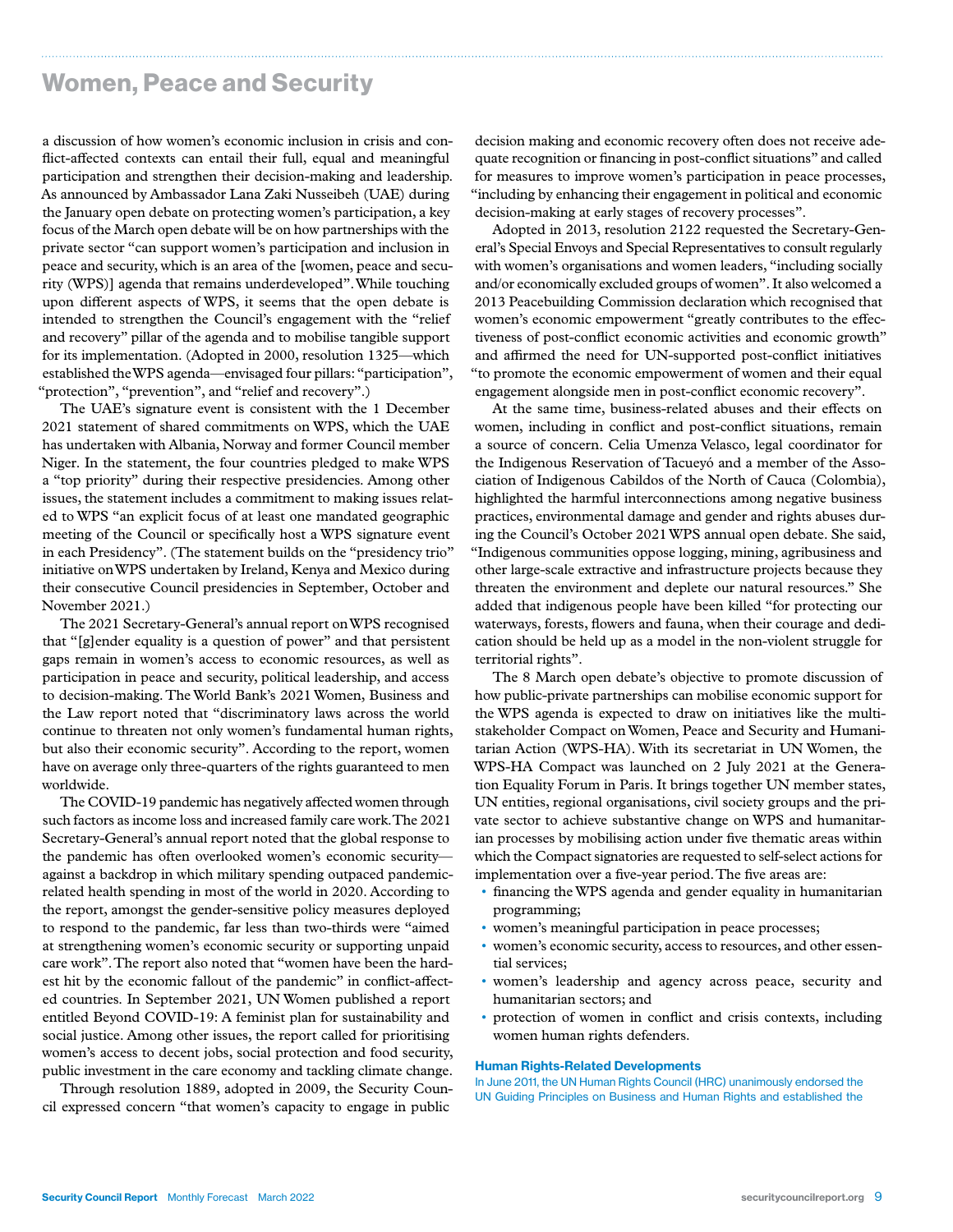## Women, Peace and Security

a discussion of how women's economic inclusion in crisis and conflict-affected contexts can entail their full, equal and meaningful participation and strengthen their decision-making and leadership. As announced by Ambassador Lana Zaki Nusseibeh (UAE) during the January open debate on protecting women's participation, a key focus of the March open debate will be on how partnerships with the private sector "can support women's participation and inclusion in peace and security, which is an area of the [women, peace and security (WPS)] agenda that remains underdeveloped". While touching upon different aspects of WPS, it seems that the open debate is intended to strengthen the Council's engagement with the "relief and recovery" pillar of the agenda and to mobilise tangible support for its implementation. (Adopted in 2000, resolution 1325—which established the WPS agenda—envisaged four pillars: "participation", "protection", "prevention", and "relief and recovery".)

The UAE's signature event is consistent with the 1 December 2021 statement of shared commitments on WPS, which the UAE has undertaken with Albania, Norway and former Council member Niger. In the statement, the four countries pledged to make WPS a "top priority" during their respective presidencies. Among other issues, the statement includes a commitment to making issues related to WPS "an explicit focus of at least one mandated geographic meeting of the Council or specifically host a WPS signature event in each Presidency". (The statement builds on the "presidency trio" initiative on WPS undertaken by Ireland, Kenya and Mexico during their consecutive Council presidencies in September, October and November 2021.)

The 2021 Secretary-General's annual report on WPS recognised that "[g]ender equality is a question of power" and that persistent gaps remain in women's access to economic resources, as well as participation in peace and security, political leadership, and access to decision-making. The World Bank's 2021 Women, Business and the Law report noted that "discriminatory laws across the world continue to threaten not only women's fundamental human rights, but also their economic security". According to the report, women have on average only three-quarters of the rights guaranteed to men worldwide.

The COVID-19 pandemic has negatively affected women through such factors as income loss and increased family care work. The 2021 Secretary-General's annual report noted that the global response to the pandemic has often overlooked women's economic security—against a backdrop in which military spending outpaced pandemic-related health spending in most of the world in 2020. According to the report, amongst the gender-sensitive policy measures deployed to respond to the pandemic, far less than two-thirds were "aimed at strengthening women's economic security or supporting unpaid care work". The report also noted that "women have been the hardest hit by the economic fallout of the pandemic" in conflict-affected countries. In September 2021, UN Women published a report entitled Beyond COVID-19: A feminist plan for sustainability and social justice. Among other issues, the report called for prioritising women's access to decent jobs, social protection and food security, public investment in the care economy and tackling climate change.

Through resolution 1889, adopted in 2009, the Security Council expressed concern "that women's capacity to engage in public decision making and economic recovery often does not receive adequate recognition or financing in post-conflict situations" and called for measures to improve women's participation in peace processes, "including by enhancing their engagement in political and economic decision-making at early stages of recovery processes".

Adopted in 2013, resolution 2122 requested the Secretary-General's Special Envoys and Special Representatives to consult regularly with women's organisations and women leaders, "including socially and/or economically excluded groups of women". It also welcomed a 2013 Peacebuilding Commission declaration which recognised that women's economic empowerment "greatly contributes to the effectiveness of post-conflict economic activities and economic growth" and affirmed the need for UN-supported post-conflict initiatives "to promote the economic empowerment of women and their equal engagement alongside men in post-conflict economic recovery".

At the same time, business-related abuses and their effects on women, including in conflict and post-conflict situations, remain a source of concern. Celia Umenza Velasco, legal coordinator for the Indigenous Reservation of Tacueyó and a member of the Association of Indigenous Cabildos of the North of Cauca (Colombia), highlighted the harmful interconnections among negative business practices, environmental damage and gender and rights abuses during the Council's October 2021 WPS annual open debate. She said, "Indigenous communities oppose logging, mining, agribusiness and other large-scale extractive and infrastructure projects because they threaten the environment and deplete our natural resources." She added that indigenous people have been killed "for protecting our waterways, forests, flowers and fauna, when their courage and dedication should be held up as a model in the non-violent struggle for territorial rights".

The 8 March open debate's objective to promote discussion of how public-private partnerships can mobilise economic support for the WPS agenda is expected to draw on initiatives like the multi-stakeholder Compact on Women, Peace and Security and Humanitarian Action (WPS-HA). With its secretariat in UN Women, the WPS-HA Compact was launched on 2 July 2021 at the Generation Equality Forum in Paris. It brings together UN member states, UN entities, regional organisations, civil society groups and the private sector to achieve substantive change on WPS and humanitarian processes by mobilising action under five thematic areas within which the Compact signatories are requested to self-select actions for implementation over a five-year period. The five areas are:

- financing the WPS agenda and gender equality in humanitarian programming;
- women's meaningful participation in peace processes;
- women's economic security, access to resources, and other essential services;
- women's leadership and agency across peace, security and humanitarian sectors; and
- protection of women in conflict and crisis contexts, including women human rights defenders.

### Human Rights-Related Developments

In June 2011, the UN Human Rights Council (HRC) unanimously endorsed the UN Guiding Principles on Business and Human Rights and established the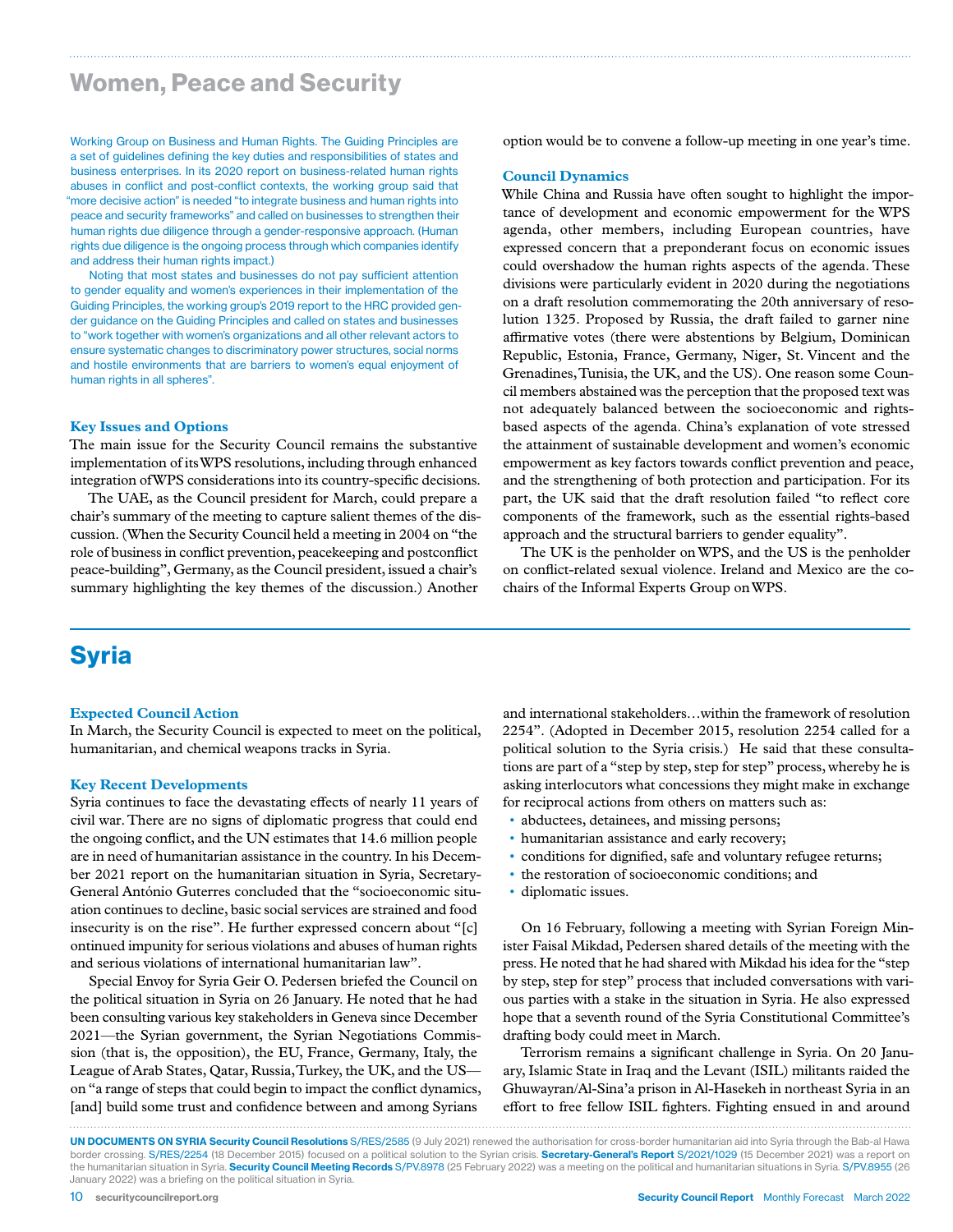# Women, Peace and Security

Working Group on Business and Human Rights. The Guiding Principles are a set of guidelines defining the key duties and responsibilities of states and business enterprises. In its 2020 report on business-related human rights abuses in conflict and post-conflict contexts, the working group said that "more decisive action" is needed "to integrate business and human rights into peace and security frameworks" and called on businesses to strengthen their human rights due diligence through a gender-responsive approach. (Human rights due diligence is the ongoing process through which companies identify and address their human rights impact.)

Noting that most states and businesses do not pay sufficient attention to gender equality and women's experiences in their implementation of the Guiding Principles, the working group's 2019 report to the HRC provided gender guidance on the Guiding Principles and called on states and businesses to "work together with women's organizations and all other relevant actors to ensure systematic changes to discriminatory power structures, social norms and hostile environments that are barriers to women's equal enjoyment of human rights in all spheres".

### Key Issues and Options

The main issue for the Security Council remains the substantive implementation of its WPS resolutions, including through enhanced integration of WPS considerations into its country-specific decisions.

The UAE, as the Council president for March, could prepare a chair's summary of the meeting to capture salient themes of the discussion. (When the Security Council held a meeting in 2004 on "the role of business in conflict prevention, peacekeeping and postconflict peace-building", Germany, as the Council president, issued a chair's summary highlighting the key themes of the discussion.) Another option would be to convene a follow-up meeting in one year's time.

### Council Dynamics

While China and Russia have often sought to highlight the importance of development and economic empowerment for the WPS agenda, other members, including European countries, have expressed concern that a preponderant focus on economic issues could overshadow the human rights aspects of the agenda. These divisions were particularly evident in 2020 during the negotiations on a draft resolution commemorating the 20th anniversary of resolution 1325. Proposed by Russia, the draft failed to garner nine affirmative votes (there were abstentions by Belgium, Dominican Republic, Estonia, France, Germany, Niger, St. Vincent and the Grenadines, Tunisia, the UK, and the US). One reason some Council members abstained was the perception that the proposed text was not adequately balanced between the socioeconomic and rights-based aspects of the agenda. China's explanation of vote stressed the attainment of sustainable development and women's economic empowerment as key factors towards conflict prevention and peace, and the strengthening of both protection and participation. For its part, the UK said that the draft resolution failed "to reflect core components of the framework, such as the essential rights-based approach and the structural barriers to gender equality".

The UK is the penholder on WPS, and the US is the penholder on conflict-related sexual violence. Ireland and Mexico are the co-chairs of the Informal Experts Group on WPS.

# Syria

### Expected Council Action

In March, the Security Council is expected to meet on the political, humanitarian, and chemical weapons tracks in Syria.

### Key Recent Developments

Syria continues to face the devastating effects of nearly 11 years of civil war. There are no signs of diplomatic progress that could end the ongoing conflict, and the UN estimates that 14.6 million people are in need of humanitarian assistance in the country. In his December 2021 report on the humanitarian situation in Syria, Secretary-General António Guterres concluded that the "socioeconomic situation continues to decline, basic social services are strained and food insecurity is on the rise". He further expressed concern about "[c]ontinued impunity for serious violations and abuses of human rights and serious violations of international humanitarian law".

Special Envoy for Syria Geir O. Pedersen briefed the Council on the political situation in Syria on 26 January. He noted that he had been consulting various key stakeholders in Geneva since December 2021—the Syrian government, the Syrian Negotiations Commission (that is, the opposition), the EU, France, Germany, Italy, the League of Arab States, Qatar, Russia, Turkey, the UK, and the US—on "a range of steps that could begin to impact the conflict dynamics, [and] build some trust and confidence between and among Syrians and international stakeholders…within the framework of resolution 2254". (Adopted in December 2015, resolution 2254 called for a political solution to the Syria crisis.) He said that these consultations are part of a "step by step, step for step" process, whereby he is asking interlocutors what concessions they might make in exchange for reciprocal actions from others on matters such as:

- abductees, detainees, and missing persons;
- humanitarian assistance and early recovery;
- conditions for dignified, safe and voluntary refugee returns;
- the restoration of socioeconomic conditions; and
- diplomatic issues.

On 16 February, following a meeting with Syrian Foreign Minister Faisal Mikdad, Pedersen shared details of the meeting with the press. He noted that he had shared with Mikdad his idea for the "step by step, step for step" process that included conversations with various parties with a stake in the situation in Syria. He also expressed hope that a seventh round of the Syria Constitutional Committee's drafting body could meet in March.

Terrorism remains a significant challenge in Syria. On 20 January, Islamic State in Iraq and the Levant (ISIL) militants raided the Ghuwayran/Al-Sina'a prison in Al-Hasekeh in northeast Syria in an effort to free fellow ISIL fighters. Fighting ensued in and around

**UN DOCUMENTS ON SYRIA Security Council Resolutions** S/RES/2585 (9 July 2021) renewed the authorisation for cross-border humanitarian aid into Syria through the Bab-al Hawa border crossing. S/RES/2254 (18 December 2015) focused on a political solution to the Syrian crisis. **Secretary-General's Report** S/2021/1029 (15 December 2021) was a report on the humanitarian situation in Syria. **Security Council Meeting Records** S/PV.8978 (25 February 2022) was a meeting on the political and humanitarian situations in Syria. S/PV.8955 (26 January 2022) was a briefing on the political situation in Syria.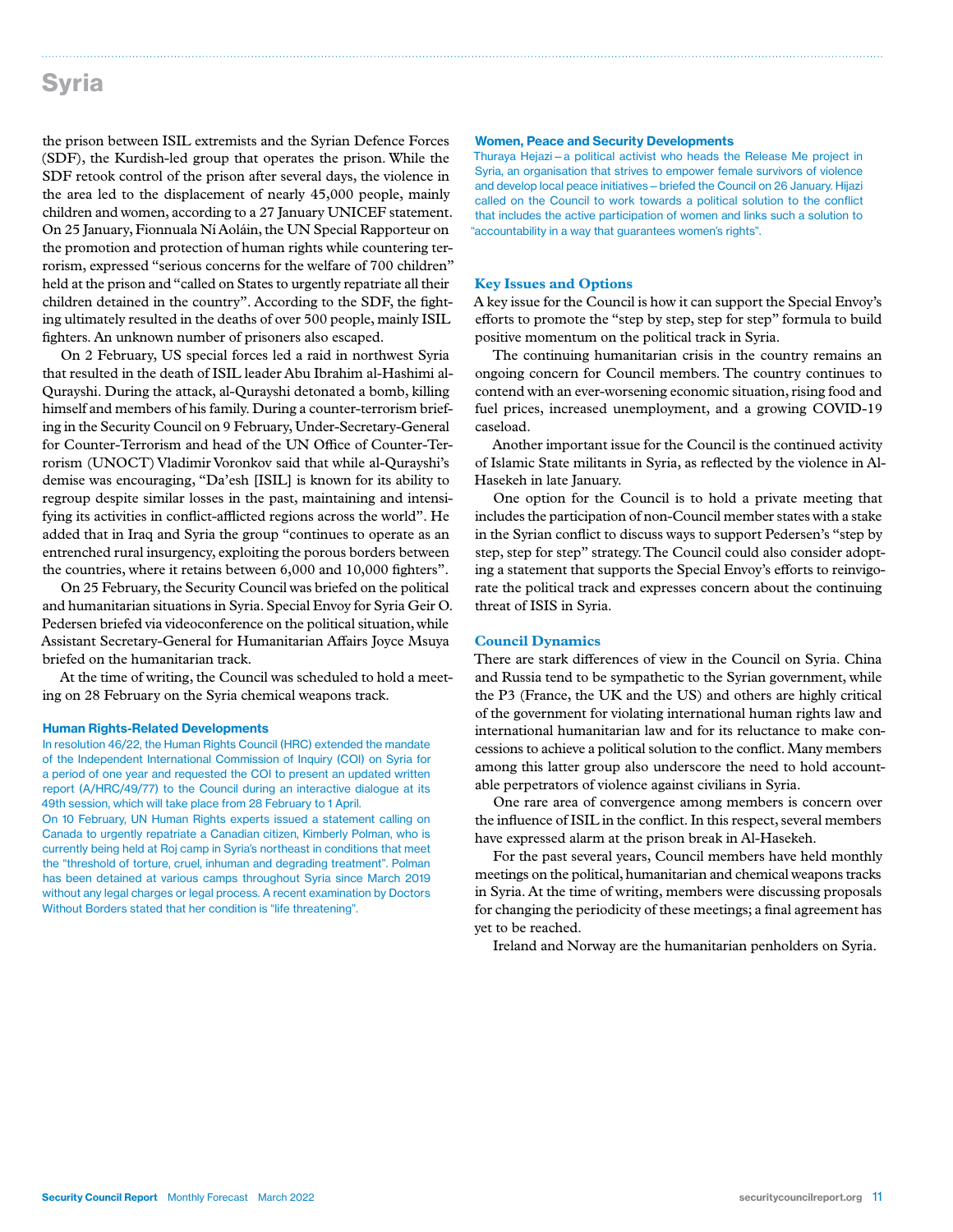## Syria

the prison between ISIL extremists and the Syrian Defence Forces (SDF), the Kurdish-led group that operates the prison. While the SDF retook control of the prison after several days, the violence in the area led to the displacement of nearly 45,000 people, mainly children and women, according to a 27 January UNICEF statement. On 25 January, Fionnuala Ní Aoláin, the UN Special Rapporteur on the promotion and protection of human rights while countering terrorism, expressed "serious concerns for the welfare of 700 children" held at the prison and "called on States to urgently repatriate all their children detained in the country". According to the SDF, the fighting ultimately resulted in the deaths of over 500 people, mainly ISIL fighters. An unknown number of prisoners also escaped.

On 2 February, US special forces led a raid in northwest Syria that resulted in the death of ISIL leader Abu Ibrahim al-Hashimi al-Qurayshi. During the attack, al-Qurayshi detonated a bomb, killing himself and members of his family. During a counter-terrorism briefing in the Security Council on 9 February, Under-Secretary-General for Counter-Terrorism and head of the UN Office of Counter-Terrorism (UNOCT) Vladimir Voronkov said that while al-Qurayshi's demise was encouraging, "Da'esh [ISIL] is known for its ability to regroup despite similar losses in the past, maintaining and intensifying its activities in conflict-afflicted regions across the world". He added that in Iraq and Syria the group "continues to operate as an entrenched rural insurgency, exploiting the porous borders between the countries, where it retains between 6,000 and 10,000 fighters".

On 25 February, the Security Council was briefed on the political and humanitarian situations in Syria. Special Envoy for Syria Geir O. Pedersen briefed via videoconference on the political situation, while Assistant Secretary-General for Humanitarian Affairs Joyce Msuya briefed on the humanitarian track.

At the time of writing, the Council was scheduled to hold a meeting on 28 February on the Syria chemical weapons track.

### Human Rights-Related Developments

In resolution 46/22, the Human Rights Council (HRC) extended the mandate of the Independent International Commission of Inquiry (COI) on Syria for a period of one year and requested the COI to present an updated written report (A/HRC/49/77) to the Council during an interactive dialogue at its 49th session, which will take place from 28 February to 1 April.

On 10 February, UN Human Rights experts issued a statement calling on Canada to urgently repatriate a Canadian citizen, Kimberly Polman, who is currently being held at Roj camp in Syria's northeast in conditions that meet the "threshold of torture, cruel, inhuman and degrading treatment". Polman has been detained at various camps throughout Syria since March 2019 without any legal charges or legal process. A recent examination by Doctors Without Borders stated that her condition is "life threatening".

### Women, Peace and Security Developments

Thuraya Hejazi – a political activist who heads the Release Me project in Syria, an organisation that strives to empower female survivors of violence and develop local peace initiatives – briefed the Council on 26 January. Hijazi called on the Council to work towards a political solution to the conflict that includes the active participation of women and links such a solution to "accountability in a way that guarantees women's rights".

### Key Issues and Options

A key issue for the Council is how it can support the Special Envoy's efforts to promote the "step by step, step for step" formula to build positive momentum on the political track in Syria.

The continuing humanitarian crisis in the country remains an ongoing concern for Council members. The country continues to contend with an ever-worsening economic situation, rising food and fuel prices, increased unemployment, and a growing COVID-19 caseload.

Another important issue for the Council is the continued activity of Islamic State militants in Syria, as reflected by the violence in Al-Hasekeh in late January.

One option for the Council is to hold a private meeting that includes the participation of non-Council member states with a stake in the Syrian conflict to discuss ways to support Pedersen's "step by step, step for step" strategy. The Council could also consider adopting a statement that supports the Special Envoy's efforts to reinvigorate the political track and expresses concern about the continuing threat of ISIS in Syria.

### Council Dynamics

There are stark differences of view in the Council on Syria. China and Russia tend to be sympathetic to the Syrian government, while the P3 (France, the UK and the US) and others are highly critical of the government for violating international human rights law and international humanitarian law and for its reluctance to make concessions to achieve a political solution to the conflict. Many members among this latter group also underscore the need to hold accountable perpetrators of violence against civilians in Syria.

One rare area of convergence among members is concern over the influence of ISIL in the conflict. In this respect, several members have expressed alarm at the prison break in Al-Hasekeh.

For the past several years, Council members have held monthly meetings on the political, humanitarian and chemical weapons tracks in Syria. At the time of writing, members were discussing proposals for changing the periodicity of these meetings; a final agreement has yet to be reached.

Ireland and Norway are the humanitarian penholders on Syria.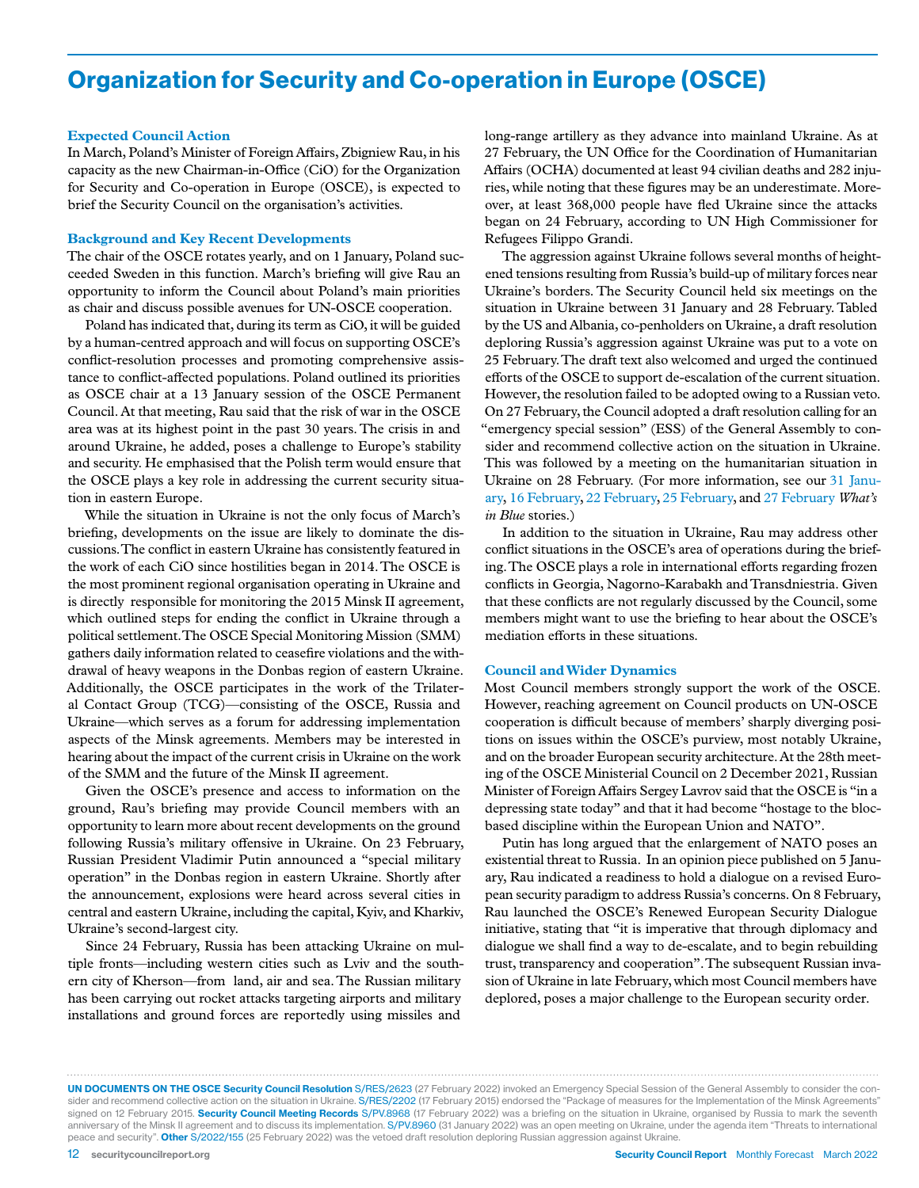# Organization for Security and Co-operation in Europe (OSCE)

### Expected Council Action

In March, Poland's Minister of Foreign Affairs, Zbigniew Rau, in his capacity as the new Chairman-in-Office (CiO) for the Organization for Security and Co-operation in Europe (OSCE), is expected to brief the Security Council on the organisation's activities.

### Background and Key Recent Developments

The chair of the OSCE rotates yearly, and on 1 January, Poland succeeded Sweden in this function. March's briefing will give Rau an opportunity to inform the Council about Poland's main priorities as chair and discuss possible avenues for UN-OSCE cooperation.

Poland has indicated that, during its term as CiO, it will be guided by a human-centred approach and will focus on supporting OSCE's conflict-resolution processes and promoting comprehensive assistance to conflict-affected populations. Poland outlined its priorities as OSCE chair at a 13 January session of the OSCE Permanent Council. At that meeting, Rau said that the risk of war in the OSCE area was at its highest point in the past 30 years. The crisis in and around Ukraine, he added, poses a challenge to Europe's stability and security. He emphasised that the Polish term would ensure that the OSCE plays a key role in addressing the current security situation in eastern Europe.

While the situation in Ukraine is not the only focus of March's briefing, developments on the issue are likely to dominate the discussions. The conflict in eastern Ukraine has consistently featured in the work of each CiO since hostilities began in 2014. The OSCE is the most prominent regional organisation operating in Ukraine and is directly responsible for monitoring the 2015 Minsk II agreement, which outlined steps for ending the conflict in Ukraine through a political settlement. The OSCE Special Monitoring Mission (SMM) gathers daily information related to ceasefire violations and the withdrawal of heavy weapons in the Donbas region of eastern Ukraine. Additionally, the OSCE participates in the work of the Trilateral Contact Group (TCG)—consisting of the OSCE, Russia and Ukraine—which serves as a forum for addressing implementation aspects of the Minsk agreements. Members may be interested in hearing about the impact of the current crisis in Ukraine on the work of the SMM and the future of the Minsk II agreement.

Given the OSCE's presence and access to information on the ground, Rau's briefing may provide Council members with an opportunity to learn more about recent developments on the ground following Russia's military offensive in Ukraine. On 23 February, Russian President Vladimir Putin announced a "special military operation" in the Donbas region in eastern Ukraine. Shortly after the announcement, explosions were heard across several cities in central and eastern Ukraine, including the capital, Kyiv, and Kharkiv, Ukraine's second-largest city.

Since 24 February, Russia has been attacking Ukraine on multiple fronts—including western cities such as Lviv and the southern city of Kherson—from land, air and sea. The Russian military has been carrying out rocket attacks targeting airports and military installations and ground forces are reportedly using missiles and long-range artillery as they advance into mainland Ukraine. As at 27 February, the UN Office for the Coordination of Humanitarian Affairs (OCHA) documented at least 94 civilian deaths and 282 injuries, while noting that these figures may be an underestimate. Moreover, at least 368,000 people have fled Ukraine since the attacks began on 24 February, according to UN High Commissioner for Refugees Filippo Grandi.

The aggression against Ukraine follows several months of heightened tensions resulting from Russia's build-up of military forces near Ukraine's borders. The Security Council held six meetings on the situation in Ukraine between 31 January and 28 February. Tabled by the US and Albania, co-penholders on Ukraine, a draft resolution deploring Russia's aggression against Ukraine was put to a vote on 25 February. The draft text also welcomed and urged the continued efforts of the OSCE to support de-escalation of the current situation. However, the resolution failed to be adopted owing to a Russian veto. On 27 February, the Council adopted a draft resolution calling for an "emergency special session" (ESS) of the General Assembly to consider and recommend collective action on the situation in Ukraine. This was followed by a meeting on the humanitarian situation in Ukraine on 28 February. (For more information, see our 31 January, 16 February, 22 February, 25 February, and 27 February *What's in Blue* stories.)

In addition to the situation in Ukraine, Rau may address other conflict situations in the OSCE's area of operations during the briefing. The OSCE plays a role in international efforts regarding frozen conflicts in Georgia, Nagorno-Karabakh and Transdniestria. Given that these conflicts are not regularly discussed by the Council, some members might want to use the briefing to hear about the OSCE's mediation efforts in these situations.

### Council and Wider Dynamics

Most Council members strongly support the work of the OSCE. However, reaching agreement on Council products on UN-OSCE cooperation is difficult because of members' sharply diverging positions on issues within the OSCE's purview, most notably Ukraine, and on the broader European security architecture. At the 28th meeting of the OSCE Ministerial Council on 2 December 2021, Russian Minister of Foreign Affairs Sergey Lavrov said that the OSCE is "in a depressing state today" and that it had become "hostage to the bloc-based discipline within the European Union and NATO".

Putin has long argued that the enlargement of NATO poses an existential threat to Russia. In an opinion piece published on 5 January, Rau indicated a readiness to hold a dialogue on a revised European security paradigm to address Russia's concerns. On 8 February, Rau launched the OSCE's Renewed European Security Dialogue initiative, stating that "it is imperative that through diplomacy and dialogue we shall find a way to de-escalate, and to begin rebuilding trust, transparency and cooperation". The subsequent Russian invasion of Ukraine in late February, which most Council members have deplored, poses a major challenge to the European security order.

**UN DOCUMENTS ON THE OSCE Security Council Resolution** S/RES/2623 (27 February 2022) invoked an Emergency Special Session of the General Assembly to consider the consider and recommend collective action on the situation in Ukraine. S/RES/2202 (17 February 2015) endorsed the "Package of measures for the Implementation of the Minsk Agreements" signed on 12 February 2015. **Security Council Meeting Records** S/PV.8968 (17 February 2022) was a briefing on the situation in Ukraine, organised by Russia to mark the seventh anniversary of the Minsk II agreement and to discuss its implementation. S/PV.8960 (31 January 2022) was an open meeting on Ukraine, under the agenda item "Threats to international peace and security". **Other** S/2022/155 (25 February 2022) was the vetoed draft resolution deploring Russian aggression against Ukraine.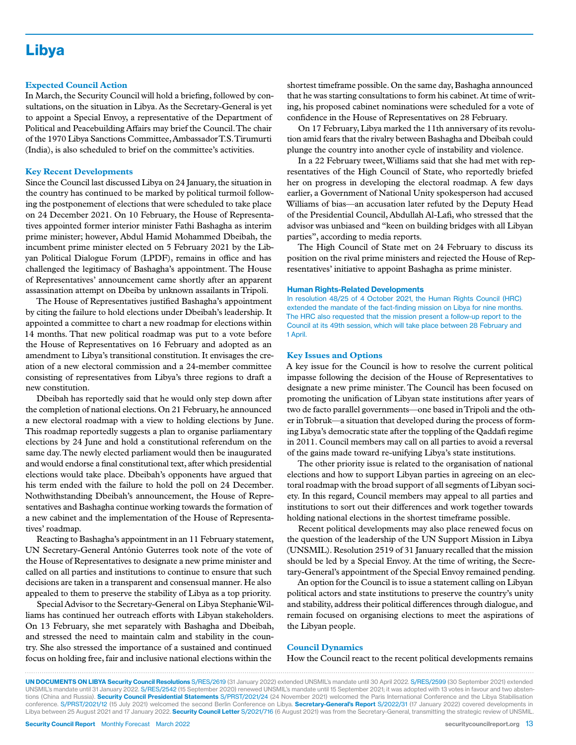# Libya

## Expected Council Action

In March, the Security Council will hold a briefing, followed by consultations, on the situation in Libya. As the Secretary-General is yet to appoint a Special Envoy, a representative of the Department of Political and Peacebuilding Affairs may brief the Council. The chair of the 1970 Libya Sanctions Committee, Ambassador T.S. Tirumurti (India), is also scheduled to brief on the committee's activities.

## Key Recent Developments

Since the Council last discussed Libya on 24 January, the situation in the country has continued to be marked by political turmoil following the postponement of elections that were scheduled to take place on 24 December 2021. On 10 February, the House of Representatives appointed former interior minister Fathi Bashagha as interim prime minister; however, Abdul Hamid Mohammed Dbeibah, the incumbent prime minister elected on 5 February 2021 by the Libyan Political Dialogue Forum (LPDF), remains in office and has challenged the legitimacy of Bashagha's appointment. The House of Representatives' announcement came shortly after an apparent assassination attempt on Dbeiba by unknown assailants in Tripoli.

The House of Representatives justified Bashagha's appointment by citing the failure to hold elections under Dbeibah's leadership. It appointed a committee to chart a new roadmap for elections within 14 months. That new political roadmap was put to a vote before the House of Representatives on 16 February and adopted as an amendment to Libya's transitional constitution. It envisages the creation of a new electoral commission and a 24-member committee consisting of representatives from Libya's three regions to draft a new constitution.

Dbeibah has reportedly said that he would only step down after the completion of national elections. On 21 February, he announced a new electoral roadmap with a view to holding elections by June. This roadmap reportedly suggests a plan to organise parliamentary elections by 24 June and hold a constitutional referendum on the same day. The newly elected parliament would then be inaugurated and would endorse a final constitutional text, after which presidential elections would take place. Dbeibah's opponents have argued that his term ended with the failure to hold the poll on 24 December. Nothwithstanding Dbeibah's announcement, the House of Representatives and Bashagha continue working towards the formation of a new cabinet and the implementation of the House of Representatives' roadmap.

Reacting to Bashagha's appointment in an 11 February statement, UN Secretary-General António Guterres took note of the vote of the House of Representatives to designate a new prime minister and called on all parties and institutions to continue to ensure that such decisions are taken in a transparent and consensual manner. He also appealed to them to preserve the stability of Libya as a top priority.

Special Advisor to the Secretary-General on Libya Stephanie Williams has continued her outreach efforts with Libyan stakeholders. On 13 February, she met separately with Bashagha and Dbeibah, and stressed the need to maintain calm and stability in the country. She also stressed the importance of a sustained and continued focus on holding free, fair and inclusive national elections within the shortest timeframe possible. On the same day, Bashagha announced that he was starting consultations to form his cabinet. At time of writing, his proposed cabinet nominations were scheduled for a vote of confidence in the House of Representatives on 28 February.

On 17 February, Libya marked the 11th anniversary of its revolution amid fears that the rivalry between Bashagha and Dbeibah could plunge the country into another cycle of instability and violence.

In a 22 February tweet, Williams said that she had met with representatives of the High Council of State, who reportedly briefed her on progress in developing the electoral roadmap. A few days earlier, a Government of National Unity spokesperson had accused Williams of bias—an accusation later refuted by the Deputy Head of the Presidential Council, Abdullah Al-Lafi, who stressed that the advisor was unbiased and "keen on building bridges with all Libyan parties", according to media reports.

The High Council of State met on 24 February to discuss its position on the rival prime ministers and rejected the House of Representatives' initiative to appoint Bashagha as prime minister.

### Human Rights-Related Developments

In resolution 48/25 of 4 October 2021, the Human Rights Council (HRC) extended the mandate of the fact-finding mission on Libya for nine months. The HRC also requested that the mission present a follow-up report to the Council at its 49th session, which will take place between 28 February and 1 April.

## Key Issues and Options

A key issue for the Council is how to resolve the current political impasse following the decision of the House of Representatives to designate a new prime minister. The Council has been focused on promoting the unification of Libyan state institutions after years of two de facto parallel governments—one based in Tripoli and the other in Tobruk—a situation that developed during the process of forming Libya's democratic state after the toppling of the Qaddafi regime in 2011. Council members may call on all parties to avoid a reversal of the gains made toward re-unifying Libya's state institutions.

The other priority issue is related to the organisation of national elections and how to support Libyan parties in agreeing on an electoral roadmap with the broad support of all segments of Libyan society. In this regard, Council members may appeal to all parties and institutions to sort out their differences and work together towards holding national elections in the shortest timeframe possible.

Recent political developments may also place renewed focus on the question of the leadership of the UN Support Mission in Libya (UNSMIL). Resolution 2519 of 31 January recalled that the mission should be led by a Special Envoy. At the time of writing, the Secretary-General's appointment of the Special Envoy remained pending.

An option for the Council is to issue a statement calling on Libyan political actors and state institutions to preserve the country's unity and stability, address their political differences through dialogue, and remain focused on organising elections to meet the aspirations of the Libyan people.

## Council Dynamics

How the Council react to the recent political developments remains

**UN DOCUMENTS ON LIBYA Security Council Resolutions** S/RES/2619 (31 January 2022) extended UNSMIL's mandate until 30 April 2022. S/RES/2599 (30 September 2021) extended UNSMIL's mandate until 31 January 2022. S/RES/2542 (15 September 2020) renewed UNSMIL's mandate until 15 September 2021; it was adopted with 13 votes in favour and two abstentions (China and Russia). **Security Council Presidential Statements** S/PRST/2021/24 (24 November 2021) welcomed the Paris International Conference and the Libya Stabilisation conference. S/PRST/2021/12 (15 July 2021) welcomed the second Berlin Conference on Libya. **Secretary-General's Report** S/2022/31 (17 January 2022) covered developments in Libya between 25 August 2021 and 17 January 2022. **Security Council Letter** S/2021/716 (6 August 2021) was from the Secretary-General, transmitting the strategic review of UNSMIL.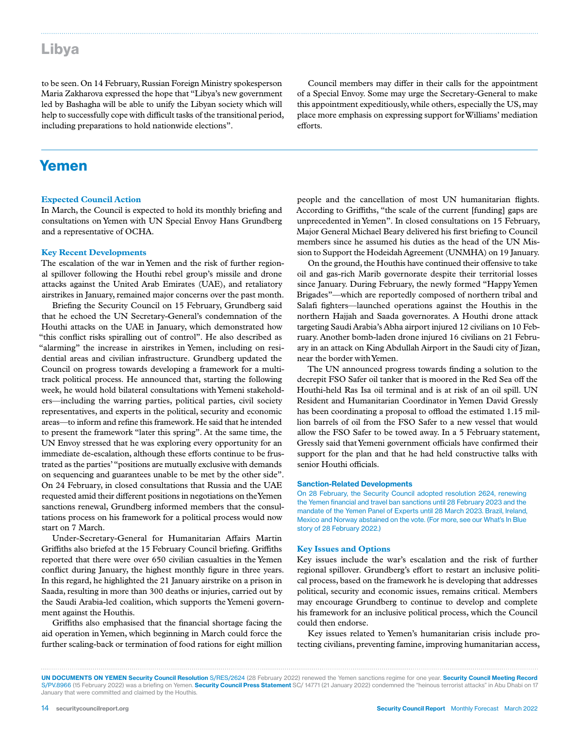# Libya

to be seen. On 14 February, Russian Foreign Ministry spokesperson Maria Zakharova expressed the hope that "Libya's new government led by Bashagha will be able to unify the Libyan society which will help to successfully cope with difficult tasks of the transitional period, including preparations to hold nationwide elections".

Council members may differ in their calls for the appointment of a Special Envoy. Some may urge the Secretary-General to make this appointment expeditiously, while others, especially the US, may place more emphasis on expressing support for Williams' mediation efforts.

# Yemen

### Expected Council Action

In March, the Council is expected to hold its monthly briefing and consultations on Yemen with UN Special Envoy Hans Grundberg and a representative of OCHA.

### Key Recent Developments

The escalation of the war in Yemen and the risk of further regional spillover following the Houthi rebel group's missile and drone attacks against the United Arab Emirates (UAE), and retaliatory airstrikes in January, remained major concerns over the past month.

Briefing the Security Council on 15 February, Grundberg said that he echoed the UN Secretary-General's condemnation of the Houthi attacks on the UAE in January, which demonstrated how "this conflict risks spiralling out of control". He also described as "alarming" the increase in airstrikes in Yemen, including on residential areas and civilian infrastructure. Grundberg updated the Council on progress towards developing a framework for a multi-track political process. He announced that, starting the following week, he would hold bilateral consultations with Yemeni stakeholders—including the warring parties, political parties, civil society representatives, and experts in the political, security and economic areas—to inform and refine this framework. He said that he intended to present the framework "later this spring". At the same time, the UN Envoy stressed that he was exploring every opportunity for an immediate de-escalation, although these efforts continue to be frustrated as the parties' "positions are mutually exclusive with demands on sequencing and guarantees unable to be met by the other side". On 24 February, in closed consultations that Russia and the UAE requested amid their different positions in negotiations on the Yemen sanctions renewal, Grundberg informed members that the consultations process on his framework for a political process would now start on 7 March.

Under-Secretary-General for Humanitarian Affairs Martin Griffiths also briefed at the 15 February Council briefing. Griffiths reported that there were over 650 civilian casualties in the Yemen conflict during January, the highest monthly figure in three years. In this regard, he highlighted the 21 January airstrike on a prison in Saada, resulting in more than 300 deaths or injuries, carried out by the Saudi Arabia-led coalition, which supports the Yemeni government against the Houthis.

Griffiths also emphasised that the financial shortage facing the aid operation in Yemen, which beginning in March could force the further scaling-back or termination of food rations for eight million people and the cancellation of most UN humanitarian flights. According to Griffiths, "the scale of the current [funding] gaps are unprecedented in Yemen". In closed consultations on 15 February, Major General Michael Beary delivered his first briefing to Council members since he assumed his duties as the head of the UN Mission to Support the Hodeidah Agreement (UNMHA) on 19 January.

On the ground, the Houthis have continued their offensive to take oil and gas-rich Marib governorate despite their territorial losses since January. During February, the newly formed "Happy Yemen Brigades"—which are reportedly composed of northern tribal and Salafi fighters—launched operations against the Houthis in the northern Hajjah and Saada governorates. A Houthi drone attack targeting Saudi Arabia's Abha airport injured 12 civilians on 10 February. Another bomb-laden drone injured 16 civilians on 21 February in an attack on King Abdullah Airport in the Saudi city of Jizan, near the border with Yemen.

The UN announced progress towards finding a solution to the decrepit FSO Safer oil tanker that is moored in the Red Sea off the Houthi-held Ras Isa oil terminal and is at risk of an oil spill. UN Resident and Humanitarian Coordinator in Yemen David Gressly has been coordinating a proposal to offload the estimated 1.15 million barrels of oil from the FSO Safer to a new vessel that would allow the FSO Safer to be towed away. In a 5 February statement, Gressly said that Yemeni government officials have confirmed their support for the plan and that he had held constructive talks with senior Houthi officials.

### Sanction-Related Developments

On 28 February, the Security Council adopted resolution 2624, renewing the Yemen financial and travel ban sanctions until 28 February 2023 and the mandate of the Yemen Panel of Experts until 28 March 2023. Brazil, Ireland, Mexico and Norway abstained on the vote. (For more, see our What's In Blue story of 28 February 2022.)

### Key Issues and Options

Key issues include the war's escalation and the risk of further regional spillover. Grundberg's effort to restart an inclusive political process, based on the framework he is developing that addresses political, security and economic issues, remains critical. Members may encourage Grundberg to continue to develop and complete his framework for an inclusive political process, which the Council could then endorse.

Key issues related to Yemen's humanitarian crisis include protecting civilians, preventing famine, improving humanitarian access,

**UN DOCUMENTS ON YEMEN Security Council Resolution** S/RES/2624 (28 February 2022) renewed the Yemen sanctions regime for one year. **Security Council Meeting Record** S/PV.8966 (15 February 2022) was a briefing on Yemen. **Security Council Press Statement** SC/ 14771 (21 January 2022) condemned the "heinous terrorist attacks" in Abu Dhabi on 17 January that were committed and claimed by the Houthis.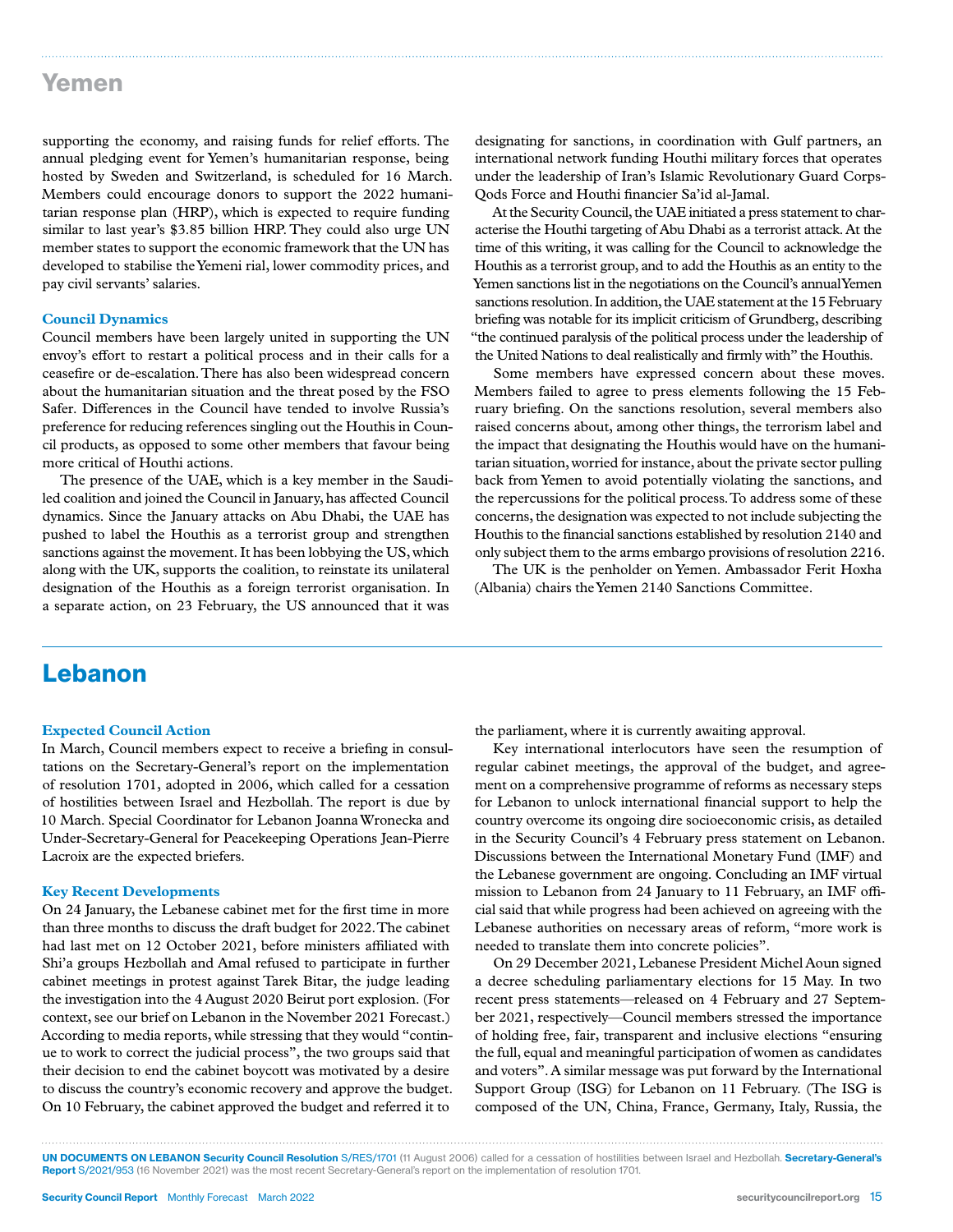## Yemen

supporting the economy, and raising funds for relief efforts. The annual pledging event for Yemen's humanitarian response, being hosted by Sweden and Switzerland, is scheduled for 16 March. Members could encourage donors to support the 2022 humanitarian response plan (HRP), which is expected to require funding similar to last year's $3.85 billion HRP. They could also urge UN member states to support the economic framework that the UN has developed to stabilise the Yemeni rial, lower commodity prices, and pay civil servants' salaries.

### Council Dynamics

Council members have been largely united in supporting the UN envoy's effort to restart a political process and in their calls for a ceasefire or de-escalation. There has also been widespread concern about the humanitarian situation and the threat posed by the FSO Safer. Differences in the Council have tended to involve Russia's preference for reducing references singling out the Houthis in Council products, as opposed to some other members that favour being more critical of Houthi actions.

The presence of the UAE, which is a key member in the Saudi-led coalition and joined the Council in January, has affected Council dynamics. Since the January attacks on Abu Dhabi, the UAE has pushed to label the Houthis as a terrorist group and strengthen sanctions against the movement. It has been lobbying the US, which along with the UK, supports the coalition, to reinstate its unilateral designation of the Houthis as a foreign terrorist organisation. In a separate action, on 23 February, the US announced that it was designating for sanctions, in coordination with Gulf partners, an international network funding Houthi military forces that operates under the leadership of Iran's Islamic Revolutionary Guard Corps-Qods Force and Houthi financier Sa'id al-Jamal.

At the Security Council, the UAE initiated a press statement to characterise the Houthi targeting of Abu Dhabi as a terrorist attack. At the time of this writing, it was calling for the Council to acknowledge the Houthis as a terrorist group, and to add the Houthis as an entity to the Yemen sanctions list in the negotiations on the Council's annual Yemen sanctions resolution. In addition, the UAE statement at the 15 February briefing was notable for its implicit criticism of Grundberg, describing "the continued paralysis of the political process under the leadership of the United Nations to deal realistically and firmly with" the Houthis.

Some members have expressed concern about these moves. Members failed to agree to press elements following the 15 February briefing. On the sanctions resolution, several members also raised concerns about, among other things, the terrorism label and the impact that designating the Houthis would have on the humanitarian situation, worried for instance, about the private sector pulling back from Yemen to avoid potentially violating the sanctions, and the repercussions for the political process. To address some of these concerns, the designation was expected to not include subjecting the Houthis to the financial sanctions established by resolution 2140 and only subject them to the arms embargo provisions of resolution 2216.

The UK is the penholder on Yemen. Ambassador Ferit Hoxha (Albania) chairs the Yemen 2140 Sanctions Committee.

## Lebanon

### Expected Council Action

In March, Council members expect to receive a briefing in consultations on the Secretary-General's report on the implementation of resolution 1701, adopted in 2006, which called for a cessation of hostilities between Israel and Hezbollah. The report is due by 10 March. Special Coordinator for Lebanon Joanna Wronecka and Under-Secretary-General for Peacekeeping Operations Jean-Pierre Lacroix are the expected briefers.

### Key Recent Developments

On 24 January, the Lebanese cabinet met for the first time in more than three months to discuss the draft budget for 2022. The cabinet had last met on 12 October 2021, before ministers affiliated with Shi'a groups Hezbollah and Amal refused to participate in further cabinet meetings in protest against Tarek Bitar, the judge leading the investigation into the 4 August 2020 Beirut port explosion. (For context, see our brief on Lebanon in the November 2021 Forecast.) According to media reports, while stressing that they would "continue to work to correct the judicial process", the two groups said that their decision to end the cabinet boycott was motivated by a desire to discuss the country's economic recovery and approve the budget. On 10 February, the cabinet approved the budget and referred it to the parliament, where it is currently awaiting approval.

Key international interlocutors have seen the resumption of regular cabinet meetings, the approval of the budget, and agreement on a comprehensive programme of reforms as necessary steps for Lebanon to unlock international financial support to help the country overcome its ongoing dire socioeconomic crisis, as detailed in the Security Council's 4 February press statement on Lebanon. Discussions between the International Monetary Fund (IMF) and the Lebanese government are ongoing. Concluding an IMF virtual mission to Lebanon from 24 January to 11 February, an IMF official said that while progress had been achieved on agreeing with the Lebanese authorities on necessary areas of reform, "more work is needed to translate them into concrete policies".

On 29 December 2021, Lebanese President Michel Aoun signed a decree scheduling parliamentary elections for 15 May. In two recent press statements—released on 4 February and 27 September 2021, respectively—Council members stressed the importance of holding free, fair, transparent and inclusive elections "ensuring the full, equal and meaningful participation of women as candidates and voters". A similar message was put forward by the International Support Group (ISG) for Lebanon on 11 February. (The ISG is composed of the UN, China, France, Germany, Italy, Russia, the

**UN DOCUMENTS ON LEBANON Security Council Resolution** S/RES/1701 (11 August 2006) called for a cessation of hostilities between Israel and Hezbollah. **Secretary-General's Report** S/2021/953 (16 November 2021) was the most recent Secretary-General's report on the implementation of resolution 1701.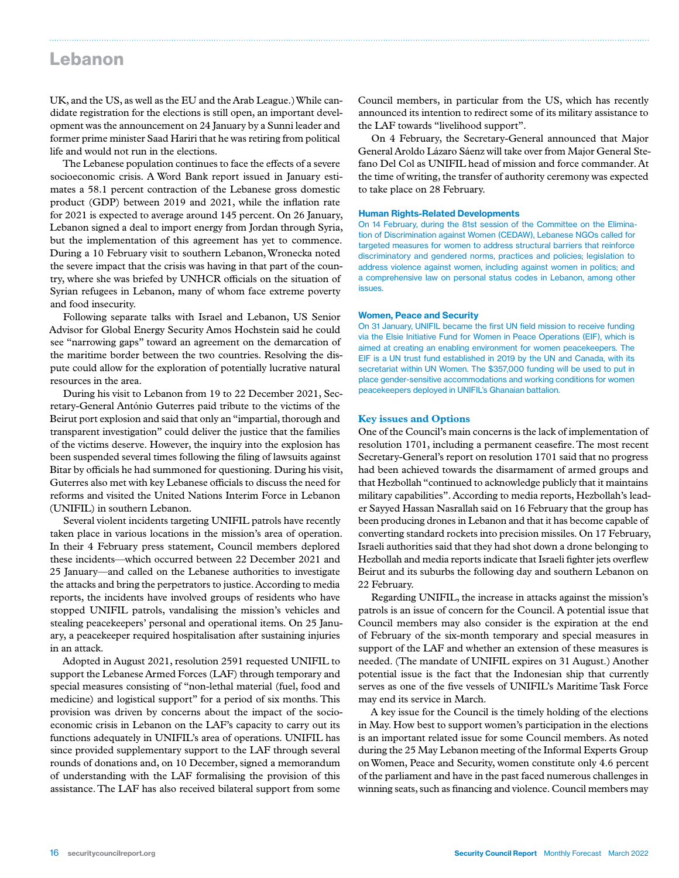UK, and the US, as well as the EU and the Arab League.) While candidate registration for the elections is still open, an important development was the announcement on 24 January by a Sunni leader and former prime minister Saad Hariri that he was retiring from political life and would not run in the elections.

The Lebanese population continues to face the effects of a severe socioeconomic crisis. A Word Bank report issued in January estimates a 58.1 percent contraction of the Lebanese gross domestic product (GDP) between 2019 and 2021, while the inflation rate for 2021 is expected to average around 145 percent. On 26 January, Lebanon signed a deal to import energy from Jordan through Syria, but the implementation of this agreement has yet to commence. During a 10 February visit to southern Lebanon, Wronecka noted the severe impact that the crisis was having in that part of the country, where she was briefed by UNHCR officials on the situation of Syrian refugees in Lebanon, many of whom face extreme poverty and food insecurity.

Following separate talks with Israel and Lebanon, US Senior Advisor for Global Energy Security Amos Hochstein said he could see "narrowing gaps" toward an agreement on the demarcation of the maritime border between the two countries. Resolving the dispute could allow for the exploration of potentially lucrative natural resources in the area.

During his visit to Lebanon from 19 to 22 December 2021, Secretary-General António Guterres paid tribute to the victims of the Beirut port explosion and said that only an "impartial, thorough and transparent investigation" could deliver the justice that the families of the victims deserve. However, the inquiry into the explosion has been suspended several times following the filing of lawsuits against Bitar by officials he had summoned for questioning. During his visit, Guterres also met with key Lebanese officials to discuss the need for reforms and visited the United Nations Interim Force in Lebanon (UNIFIL) in southern Lebanon.

Several violent incidents targeting UNIFIL patrols have recently taken place in various locations in the mission's area of operation. In their 4 February press statement, Council members deplored these incidents—which occurred between 22 December 2021 and 25 January—and called on the Lebanese authorities to investigate the attacks and bring the perpetrators to justice. According to media reports, the incidents have involved groups of residents who have stopped UNIFIL patrols, vandalising the mission's vehicles and stealing peacekeepers' personal and operational items. On 25 January, a peacekeeper required hospitalisation after sustaining injuries in an attack.

Adopted in August 2021, resolution 2591 requested UNIFIL to support the Lebanese Armed Forces (LAF) through temporary and special measures consisting of "non-lethal material (fuel, food and medicine) and logistical support" for a period of six months. This provision was driven by concerns about the impact of the socioeconomic crisis in Lebanon on the LAF's capacity to carry out its functions adequately in UNIFIL's area of operations. UNIFIL has since provided supplementary support to the LAF through several rounds of donations and, on 10 December, signed a memorandum of understanding with the LAF formalising the provision of this assistance. The LAF has also received bilateral support from some Council members, in particular from the US, which has recently announced its intention to redirect some of its military assistance to the LAF towards "livelihood support".

On 4 February, the Secretary-General announced that Major General Aroldo Lázaro Sáenz will take over from Major General Stefano Del Col as UNIFIL head of mission and force commander. At the time of writing, the transfer of authority ceremony was expected to take place on 28 February.

### Human Rights-Related Developments

On 14 February, during the 81st session of the Committee on the Elimination of Discrimination against Women (CEDAW), Lebanese NGOs called for targeted measures for women to address structural barriers that reinforce discriminatory and gendered norms, practices and policies; legislation to address violence against women, including against women in politics; and a comprehensive law on personal status codes in Lebanon, among other issues.

### Women, Peace and Security

On 31 January, UNIFIL became the first UN field mission to receive funding via the Elsie Initiative Fund for Women in Peace Operations (EIF), which is aimed at creating an enabling environment for women peacekeepers. The EIF is a UN trust fund established in 2019 by the UN and Canada, with its secretariat within UN Women. The $357,000 funding will be used to put in place gender-sensitive accommodations and working conditions for women peacekeepers deployed in UNIFIL's Ghanaian battalion.

### Key issues and Options

One of the Council's main concerns is the lack of implementation of resolution 1701, including a permanent ceasefire. The most recent Secretary-General's report on resolution 1701 said that no progress had been achieved towards the disarmament of armed groups and that Hezbollah "continued to acknowledge publicly that it maintains military capabilities". According to media reports, Hezbollah's leader Sayyed Hassan Nasrallah said on 16 February that the group has been producing drones in Lebanon and that it has become capable of converting standard rockets into precision missiles. On 17 February, Israeli authorities said that they had shot down a drone belonging to Hezbollah and media reports indicate that Israeli fighter jets overflew Beirut and its suburbs the following day and southern Lebanon on 22 February.

Regarding UNIFIL, the increase in attacks against the mission's patrols is an issue of concern for the Council. A potential issue that Council members may also consider is the expiration at the end of February of the six-month temporary and special measures in support of the LAF and whether an extension of these measures is needed. (The mandate of UNIFIL expires on 31 August.) Another potential issue is the fact that the Indonesian ship that currently serves as one of the five vessels of UNIFIL's Maritime Task Force may end its service in March.

A key issue for the Council is the timely holding of the elections in May. How best to support women's participation in the elections is an important related issue for some Council members. As noted during the 25 May Lebanon meeting of the Informal Experts Group on Women, Peace and Security, women constitute only 4.6 percent of the parliament and have in the past faced numerous challenges in winning seats, such as financing and violence. Council members may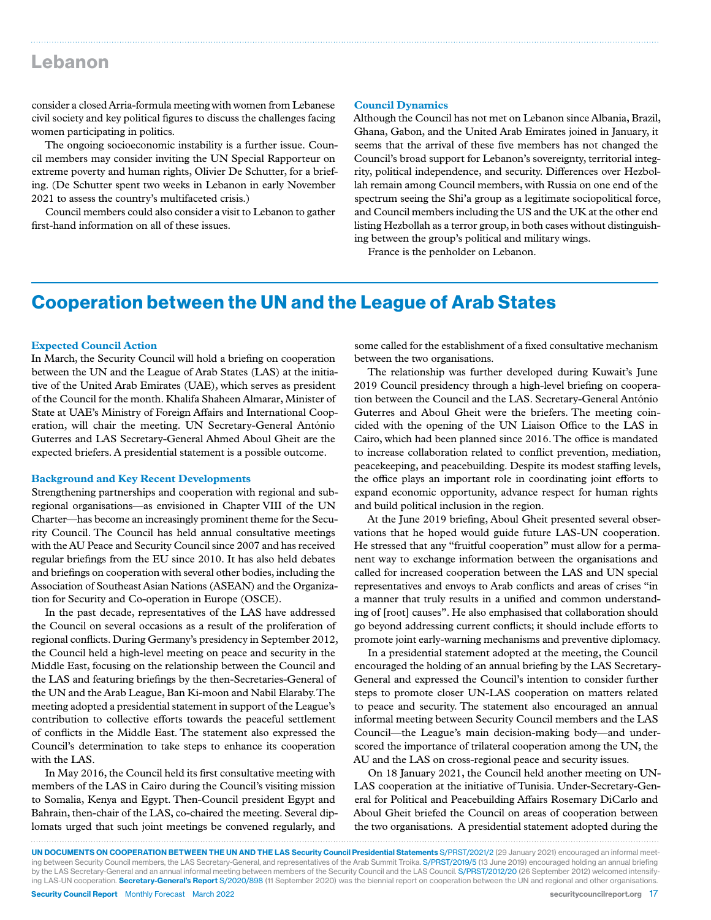consider a closed Arria-formula meeting with women from Lebanese civil society and key political figures to discuss the challenges facing women participating in politics.

The ongoing socioeconomic instability is a further issue. Council members may consider inviting the UN Special Rapporteur on extreme poverty and human rights, Olivier De Schutter, for a briefing. (De Schutter spent two weeks in Lebanon in early November 2021 to assess the country's multifaceted crisis.)

Council members could also consider a visit to Lebanon to gather first-hand information on all of these issues.

### Council Dynamics

Although the Council has not met on Lebanon since Albania, Brazil, Ghana, Gabon, and the United Arab Emirates joined in January, it seems that the arrival of these five members has not changed the Council's broad support for Lebanon's sovereignty, territorial integrity, political independence, and security. Differences over Hezbollah remain among Council members, with Russia on one end of the spectrum seeing the Shi'a group as a legitimate sociopolitical force, and Council members including the US and the UK at the other end listing Hezbollah as a terror group, in both cases without distinguishing between the group's political and military wings.

France is the penholder on Lebanon.

## Cooperation between the UN and the League of Arab States

### Expected Council Action

In March, the Security Council will hold a briefing on cooperation between the UN and the League of Arab States (LAS) at the initiative of the United Arab Emirates (UAE), which serves as president of the Council for the month. Khalifa Shaheen Almarar, Minister of State at UAE's Ministry of Foreign Affairs and International Cooperation, will chair the meeting. UN Secretary-General António Guterres and LAS Secretary-General Ahmed Aboul Gheit are the expected briefers. A presidential statement is a possible outcome.

### Background and Key Recent Developments

Strengthening partnerships and cooperation with regional and subregional organisations—as envisioned in Chapter VIII of the UN Charter—has become an increasingly prominent theme for the Security Council. The Council has held annual consultative meetings with the AU Peace and Security Council since 2007 and has received regular briefings from the EU since 2010. It has also held debates and briefings on cooperation with several other bodies, including the Association of Southeast Asian Nations (ASEAN) and the Organization for Security and Co-operation in Europe (OSCE).

In the past decade, representatives of the LAS have addressed the Council on several occasions as a result of the proliferation of regional conflicts. During Germany's presidency in September 2012, the Council held a high-level meeting on peace and security in the Middle East, focusing on the relationship between the Council and the LAS and featuring briefings by the then-Secretaries-General of the UN and the Arab League, Ban Ki-moon and Nabil Elaraby. The meeting adopted a presidential statement in support of the League's contribution to collective efforts towards the peaceful settlement of conflicts in the Middle East. The statement also expressed the Council's determination to take steps to enhance its cooperation with the LAS.

In May 2016, the Council held its first consultative meeting with members of the LAS in Cairo during the Council's visiting mission to Somalia, Kenya and Egypt. Then-Council president Egypt and Bahrain, then-chair of the LAS, co-chaired the meeting. Several diplomats urged that such joint meetings be convened regularly, and some called for the establishment of a fixed consultative mechanism between the two organisations.

The relationship was further developed during Kuwait's June 2019 Council presidency through a high-level briefing on cooperation between the Council and the LAS. Secretary-General António Guterres and Aboul Gheit were the briefers. The meeting coincided with the opening of the UN Liaison Office to the LAS in Cairo, which had been planned since 2016. The office is mandated to increase collaboration related to conflict prevention, mediation, peacekeeping, and peacebuilding. Despite its modest staffing levels, the office plays an important role in coordinating joint efforts to expand economic opportunity, advance respect for human rights and build political inclusion in the region.

At the June 2019 briefing, Aboul Gheit presented several observations that he hoped would guide future LAS-UN cooperation. He stressed that any "fruitful cooperation" must allow for a permanent way to exchange information between the organisations and called for increased cooperation between the LAS and UN special representatives and envoys to Arab conflicts and areas of crises "in a manner that truly results in a unified and common understanding of [root] causes". He also emphasised that collaboration should go beyond addressing current conflicts; it should include efforts to promote joint early-warning mechanisms and preventive diplomacy.

In a presidential statement adopted at the meeting, the Council encouraged the holding of an annual briefing by the LAS Secretary-General and expressed the Council's intention to consider further steps to promote closer UN-LAS cooperation on matters related to peace and security. The statement also encouraged an annual informal meeting between Security Council members and the LAS Council—the League's main decision-making body—and underscored the importance of trilateral cooperation among the UN, the AU and the LAS on cross-regional peace and security issues.

On 18 January 2021, the Council held another meeting on UN-LAS cooperation at the initiative of Tunisia. Under-Secretary-General for Political and Peacebuilding Affairs Rosemary DiCarlo and Aboul Gheit briefed the Council on areas of cooperation between the two organisations. A presidential statement adopted during the

**UN DOCUMENTS ON COOPERATION BETWEEN THE UN AND THE LAS Security Council Presidential Statements** S/PRST/2021/2 (29 January 2021) encouraged an informal meeting between Security Council members, the LAS Secretary-General, and representatives of the Arab Summit Troika. S/PRST/2019/5 (13 June 2019) encouraged holding an annual briefing by the LAS Secretary-General and an annual informal meeting between members of the Security Council and the LAS Council. S/PRST/2012/20 (26 September 2012) welcomed intensifying LAS-UN cooperation. **Secretary-General's Report** S/2020/898 (11 September 2020) was the biennial report on cooperation between the UN and regional and other organisations.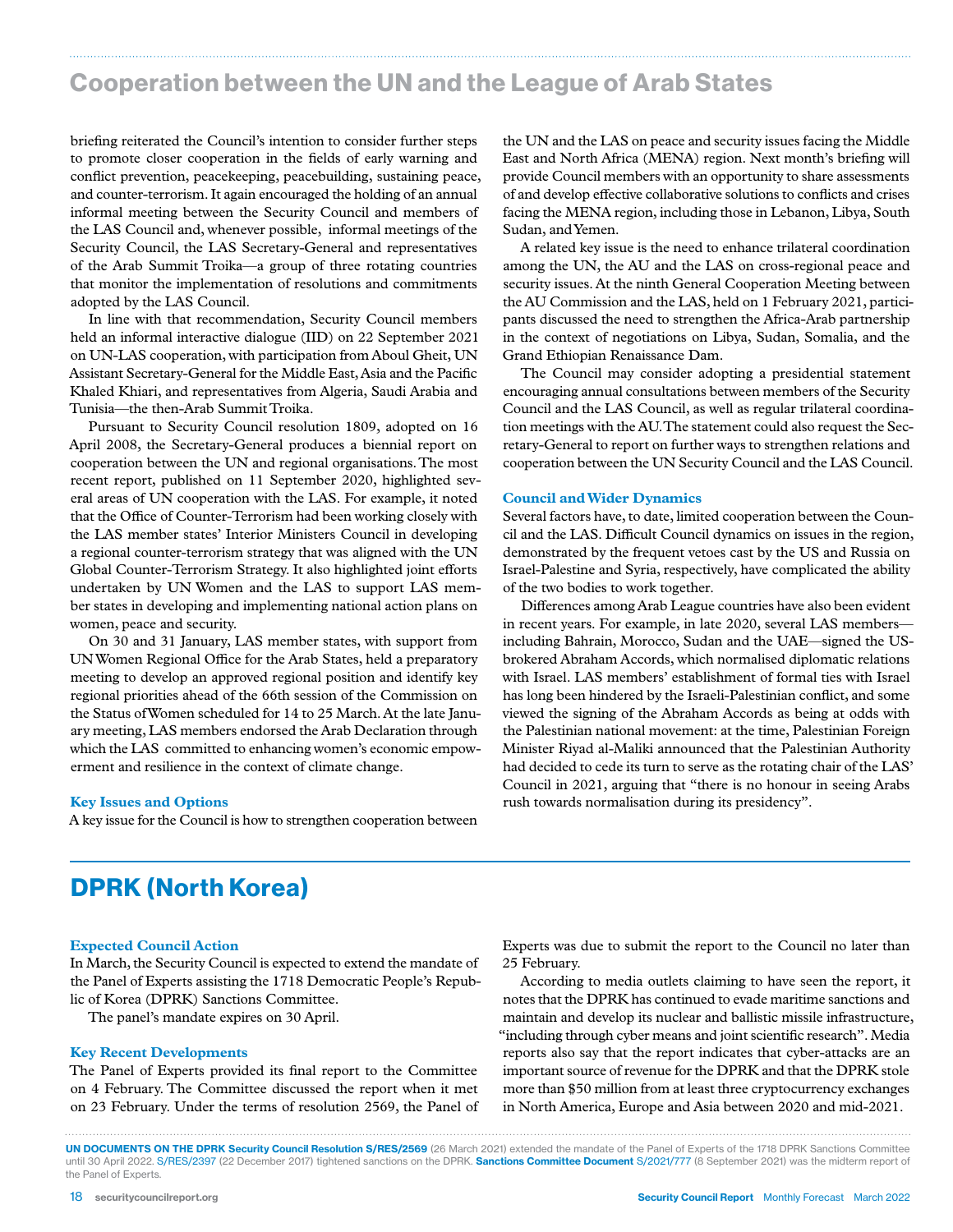## Cooperation between the UN and the League of Arab States

briefing reiterated the Council's intention to consider further steps to promote closer cooperation in the fields of early warning and conflict prevention, peacekeeping, peacebuilding, sustaining peace, and counter-terrorism. It again encouraged the holding of an annual informal meeting between the Security Council and members of the LAS Council and, whenever possible, informal meetings of the Security Council, the LAS Secretary-General and representatives of the Arab Summit Troika—a group of three rotating countries that monitor the implementation of resolutions and commitments adopted by the LAS Council.

In line with that recommendation, Security Council members held an informal interactive dialogue (IID) on 22 September 2021 on UN-LAS cooperation, with participation from Aboul Gheit, UN Assistant Secretary-General for the Middle East, Asia and the Pacific Khaled Khiari, and representatives from Algeria, Saudi Arabia and Tunisia—the then-Arab Summit Troika.

Pursuant to Security Council resolution 1809, adopted on 16 April 2008, the Secretary-General produces a biennial report on cooperation between the UN and regional organisations. The most recent report, published on 11 September 2020, highlighted several areas of UN cooperation with the LAS. For example, it noted that the Office of Counter-Terrorism had been working closely with the LAS member states' Interior Ministers Council in developing a regional counter-terrorism strategy that was aligned with the UN Global Counter-Terrorism Strategy. It also highlighted joint efforts undertaken by UN Women and the LAS to support LAS member states in developing and implementing national action plans on women, peace and security.

On 30 and 31 January, LAS member states, with support from UN Women Regional Office for the Arab States, held a preparatory meeting to develop an approved regional position and identify key regional priorities ahead of the 66th session of the Commission on the Status of Women scheduled for 14 to 25 March. At the late January meeting, LAS members endorsed the Arab Declaration through which the LAS committed to enhancing women's economic empowerment and resilience in the context of climate change.

### Key Issues and Options

A key issue for the Council is how to strengthen cooperation between the UN and the LAS on peace and security issues facing the Middle East and North Africa (MENA) region. Next month's briefing will provide Council members with an opportunity to share assessments of and develop effective collaborative solutions to conflicts and crises facing the MENA region, including those in Lebanon, Libya, South Sudan, and Yemen.

A related key issue is the need to enhance trilateral coordination among the UN, the AU and the LAS on cross-regional peace and security issues. At the ninth General Cooperation Meeting between the AU Commission and the LAS, held on 1 February 2021, participants discussed the need to strengthen the Africa-Arab partnership in the context of negotiations on Libya, Sudan, Somalia, and the Grand Ethiopian Renaissance Dam.

The Council may consider adopting a presidential statement encouraging annual consultations between members of the Security Council and the LAS Council, as well as regular trilateral coordination meetings with the AU. The statement could also request the Secretary-General to report on further ways to strengthen relations and cooperation between the UN Security Council and the LAS Council.

### Council and Wider Dynamics

Several factors have, to date, limited cooperation between the Council and the LAS. Difficult Council dynamics on issues in the region, demonstrated by the frequent vetoes cast by the US and Russia on Israel-Palestine and Syria, respectively, have complicated the ability of the two bodies to work together.

Differences among Arab League countries have also been evident in recent years. For example, in late 2020, several LAS members—including Bahrain, Morocco, Sudan and the UAE—signed the US-brokered Abraham Accords, which normalised diplomatic relations with Israel. LAS members' establishment of formal ties with Israel has long been hindered by the Israeli-Palestinian conflict, and some viewed the signing of the Abraham Accords as being at odds with the Palestinian national movement: at the time, Palestinian Foreign Minister Riyad al-Maliki announced that the Palestinian Authority had decided to cede its turn to serve as the rotating chair of the LAS' Council in 2021, arguing that "there is no honour in seeing Arabs rush towards normalisation during its presidency".

## DPRK (North Korea)

### Expected Council Action

In March, the Security Council is expected to extend the mandate of the Panel of Experts assisting the 1718 Democratic People's Republic of Korea (DPRK) Sanctions Committee.

The panel's mandate expires on 30 April.

### Key Recent Developments

The Panel of Experts provided its final report to the Committee on 4 February. The Committee discussed the report when it met on 23 February. Under the terms of resolution 2569, the Panel of Experts was due to submit the report to the Council no later than 25 February.

According to media outlets claiming to have seen the report, it notes that the DPRK has continued to evade maritime sanctions and maintain and develop its nuclear and ballistic missile infrastructure, "including through cyber means and joint scientific research". Media reports also say that the report indicates that cyber-attacks are an important source of revenue for the DPRK and that the DPRK stole more than $50 million from at least three cryptocurrency exchanges in North America, Europe and Asia between 2020 and mid-2021.

**UN DOCUMENTS ON THE DPRK Security Council Resolution S/RES/2569** (26 March 2021) extended the mandate of the Panel of Experts of the 1718 DPRK Sanctions Committee until 30 April 2022. S/RES/2397 (22 December 2017) tightened sanctions on the DPRK. **Sanctions Committee Document** S/2021/777 (8 September 2021) was the midterm report of the Panel of Experts.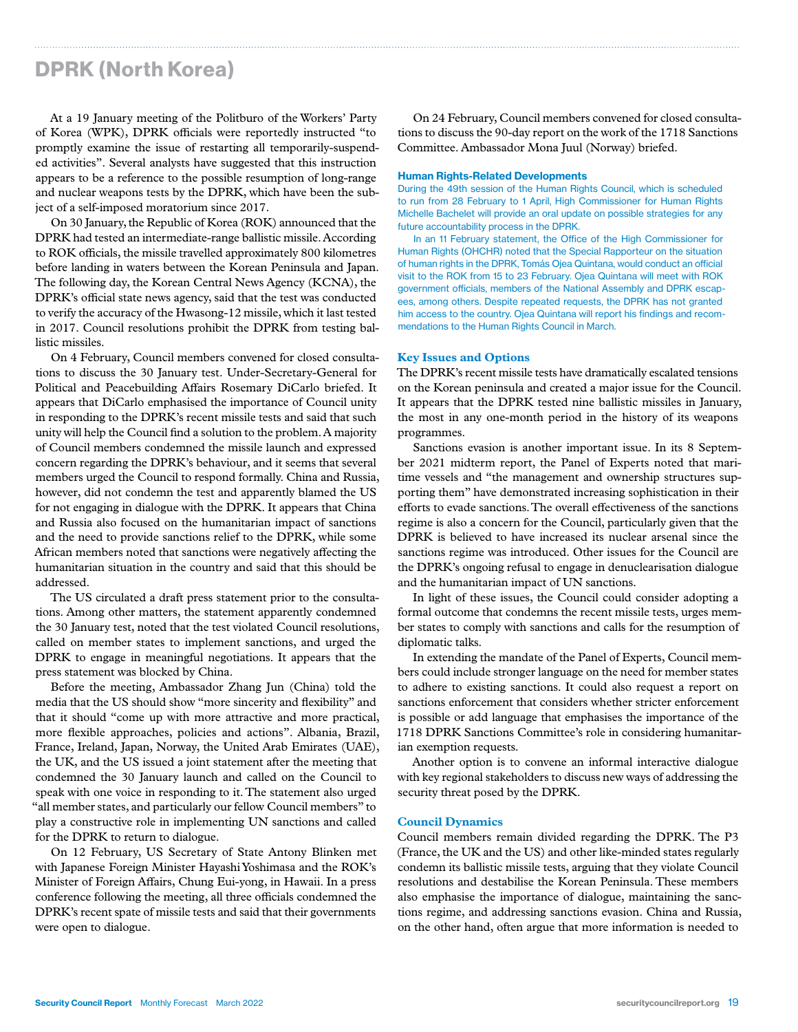# DPRK (North Korea)

At a 19 January meeting of the Politburo of the Workers' Party of Korea (WPK), DPRK officials were reportedly instructed "to promptly examine the issue of restarting all temporarily-suspended activities". Several analysts have suggested that this instruction appears to be a reference to the possible resumption of long-range and nuclear weapons tests by the DPRK, which have been the subject of a self-imposed moratorium since 2017.

On 30 January, the Republic of Korea (ROK) announced that the DPRK had tested an intermediate-range ballistic missile. According to ROK officials, the missile travelled approximately 800 kilometres before landing in waters between the Korean Peninsula and Japan. The following day, the Korean Central News Agency (KCNA), the DPRK's official state news agency, said that the test was conducted to verify the accuracy of the Hwasong-12 missile, which it last tested in 2017. Council resolutions prohibit the DPRK from testing ballistic missiles.

On 4 February, Council members convened for closed consultations to discuss the 30 January test. Under-Secretary-General for Political and Peacebuilding Affairs Rosemary DiCarlo briefed. It appears that DiCarlo emphasised the importance of Council unity in responding to the DPRK's recent missile tests and said that such unity will help the Council find a solution to the problem. A majority of Council members condemned the missile launch and expressed concern regarding the DPRK's behaviour, and it seems that several members urged the Council to respond formally. China and Russia, however, did not condemn the test and apparently blamed the US for not engaging in dialogue with the DPRK. It appears that China and Russia also focused on the humanitarian impact of sanctions and the need to provide sanctions relief to the DPRK, while some African members noted that sanctions were negatively affecting the humanitarian situation in the country and said that this should be addressed.

The US circulated a draft press statement prior to the consultations. Among other matters, the statement apparently condemned the 30 January test, noted that the test violated Council resolutions, called on member states to implement sanctions, and urged the DPRK to engage in meaningful negotiations. It appears that the press statement was blocked by China.

Before the meeting, Ambassador Zhang Jun (China) told the media that the US should show "more sincerity and flexibility" and that it should "come up with more attractive and more practical, more flexible approaches, policies and actions". Albania, Brazil, France, Ireland, Japan, Norway, the United Arab Emirates (UAE), the UK, and the US issued a joint statement after the meeting that condemned the 30 January launch and called on the Council to speak with one voice in responding to it. The statement also urged "all member states, and particularly our fellow Council members" to play a constructive role in implementing UN sanctions and called for the DPRK to return to dialogue.

On 12 February, US Secretary of State Antony Blinken met with Japanese Foreign Minister Hayashi Yoshimasa and the ROK's Minister of Foreign Affairs, Chung Eui-yong, in Hawaii. In a press conference following the meeting, all three officials condemned the DPRK's recent spate of missile tests and said that their governments were open to dialogue.

On 24 February, Council members convened for closed consultations to discuss the 90-day report on the work of the 1718 Sanctions Committee. Ambassador Mona Juul (Norway) briefed.

### Human Rights-Related Developments

During the 49th session of the Human Rights Council, which is scheduled to run from 28 February to 1 April, High Commissioner for Human Rights Michelle Bachelet will provide an oral update on possible strategies for any future accountability process in the DPRK.

In an 11 February statement, the Office of the High Commissioner for Human Rights (OHCHR) noted that the Special Rapporteur on the situation of human rights in the DPRK, Tomás Ojea Quintana, would conduct an official visit to the ROK from 15 to 23 February. Ojea Quintana will meet with ROK government officials, members of the National Assembly and DPRK escapees, among others. Despite repeated requests, the DPRK has not granted him access to the country. Ojea Quintana will report his findings and recommendations to the Human Rights Council in March.

## Key Issues and Options

The DPRK's recent missile tests have dramatically escalated tensions on the Korean peninsula and created a major issue for the Council. It appears that the DPRK tested nine ballistic missiles in January, the most in any one-month period in the history of its weapons programmes.

Sanctions evasion is another important issue. In its 8 September 2021 midterm report, the Panel of Experts noted that maritime vessels and "the management and ownership structures supporting them" have demonstrated increasing sophistication in their efforts to evade sanctions. The overall effectiveness of the sanctions regime is also a concern for the Council, particularly given that the DPRK is believed to have increased its nuclear arsenal since the sanctions regime was introduced. Other issues for the Council are the DPRK's ongoing refusal to engage in denuclearisation dialogue and the humanitarian impact of UN sanctions.

In light of these issues, the Council could consider adopting a formal outcome that condemns the recent missile tests, urges member states to comply with sanctions and calls for the resumption of diplomatic talks.

In extending the mandate of the Panel of Experts, Council members could include stronger language on the need for member states to adhere to existing sanctions. It could also request a report on sanctions enforcement that considers whether stricter enforcement is possible or add language that emphasises the importance of the 1718 DPRK Sanctions Committee's role in considering humanitarian exemption requests.

Another option is to convene an informal interactive dialogue with key regional stakeholders to discuss new ways of addressing the security threat posed by the DPRK.

## Council Dynamics

Council members remain divided regarding the DPRK. The P3 (France, the UK and the US) and other like-minded states regularly condemn its ballistic missile tests, arguing that they violate Council resolutions and destabilise the Korean Peninsula. These members also emphasise the importance of dialogue, maintaining the sanctions regime, and addressing sanctions evasion. China and Russia, on the other hand, often argue that more information is needed to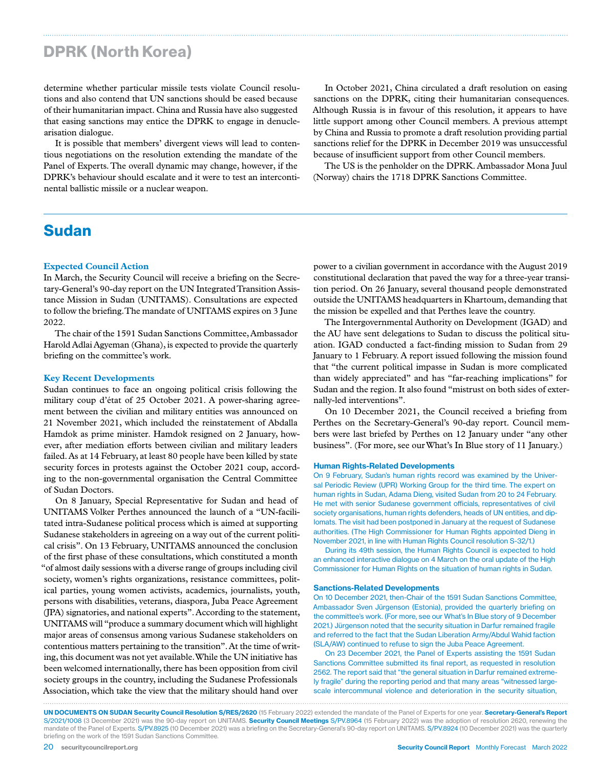# DPRK (North Korea)

determine whether particular missile tests violate Council resolutions and also contend that UN sanctions should be eased because of their humanitarian impact. China and Russia have also suggested that easing sanctions may entice the DPRK to engage in denuclearisation dialogue.

It is possible that members' divergent views will lead to contentious negotiations on the resolution extending the mandate of the Panel of Experts. The overall dynamic may change, however, if the DPRK's behaviour should escalate and it were to test an intercontinental ballistic missile or a nuclear weapon.

In October 2021, China circulated a draft resolution on easing sanctions on the DPRK, citing their humanitarian consequences. Although Russia is in favour of this resolution, it appears to have little support among other Council members. A previous attempt by China and Russia to promote a draft resolution providing partial sanctions relief for the DPRK in December 2019 was unsuccessful because of insufficient support from other Council members.

The US is the penholder on the DPRK. Ambassador Mona Juul (Norway) chairs the 1718 DPRK Sanctions Committee.

# Sudan

## Expected Council Action

In March, the Security Council will receive a briefing on the Secretary-General's 90-day report on the UN Integrated Transition Assistance Mission in Sudan (UNITAMS). Consultations are expected to follow the briefing. The mandate of UNITAMS expires on 3 June 2022.

The chair of the 1591 Sudan Sanctions Committee, Ambassador Harold Adlai Agyeman (Ghana), is expected to provide the quarterly briefing on the committee's work.

## Key Recent Developments

Sudan continues to face an ongoing political crisis following the military coup d'état of 25 October 2021. A power-sharing agreement between the civilian and military entities was announced on 21 November 2021, which included the reinstatement of Abdalla Hamdok as prime minister. Hamdok resigned on 2 January, however, after mediation efforts between civilian and military leaders failed. As at 14 February, at least 80 people have been killed by state security forces in protests against the October 2021 coup, according to the non-governmental organisation the Central Committee of Sudan Doctors.

On 8 January, Special Representative for Sudan and head of UNITAMS Volker Perthes announced the launch of a "UN-facilitated intra-Sudanese political process which is aimed at supporting Sudanese stakeholders in agreeing on a way out of the current political crisis". On 13 February, UNITAMS announced the conclusion of the first phase of these consultations, which constituted a month "of almost daily sessions with a diverse range of groups including civil society, women's rights organizations, resistance committees, political parties, young women activists, academics, journalists, youth, persons with disabilities, veterans, diaspora, Juba Peace Agreement (JPA) signatories, and national experts". According to the statement, UNITAMS will "produce a summary document which will highlight major areas of consensus among various Sudanese stakeholders on contentious matters pertaining to the transition". At the time of writing, this document was not yet available. While the UN initiative has been welcomed internationally, there has been opposition from civil society groups in the country, including the Sudanese Professionals Association, which take the view that the military should hand over power to a civilian government in accordance with the August 2019 constitutional declaration that paved the way for a three-year transition period. On 26 January, several thousand people demonstrated outside the UNITAMS headquarters in Khartoum, demanding that the mission be expelled and that Perthes leave the country.

The Intergovernmental Authority on Development (IGAD) and the AU have sent delegations to Sudan to discuss the political situation. IGAD conducted a fact-finding mission to Sudan from 29 January to 1 February. A report issued following the mission found that "the current political impasse in Sudan is more complicated than widely appreciated" and has "far-reaching implications" for Sudan and the region. It also found "mistrust on both sides of externally-led interventions".

On 10 December 2021, the Council received a briefing from Perthes on the Secretary-General's 90-day report. Council members were last briefed by Perthes on 12 January under "any other business". (For more, see our What's In Blue story of 11 January.)

### Human Rights-Related Developments

On 9 February, Sudan's human rights record was examined by the Universal Periodic Review (UPR) Working Group for the third time. The expert on human rights in Sudan, Adama Dieng, visited Sudan from 20 to 24 February. He met with senior Sudanese government officials, representatives of civil society organisations, human rights defenders, heads of UN entities, and diplomats. The visit had been postponed in January at the request of Sudanese authorities. (The High Commissioner for Human Rights appointed Dieng in November 2021, in line with Human Rights Council resolution S-32/1.)

During its 49th session, the Human Rights Council is expected to hold an enhanced interactive dialogue on 4 March on the oral update of the High Commissioner for Human Rights on the situation of human rights in Sudan.

### Sanctions-Related Developments

On 10 December 2021, then-Chair of the 1591 Sudan Sanctions Committee, Ambassador Sven Jürgenson (Estonia), provided the quarterly briefing on the committee's work. (For more, see our What's In Blue story of 9 December 2021.) Jürgenson noted that the security situation in Darfur remained fragile and referred to the fact that the Sudan Liberation Army/Abdul Wahid faction (SLA/AW) continued to refuse to sign the Juba Peace Agreement.

On 23 December 2021, the Panel of Experts assisting the 1591 Sudan Sanctions Committee submitted its final report, as requested in resolution 2562. The report said that "the general situation in Darfur remained extremely fragile" during the reporting period and that many areas "witnessed large-scale intercommunal violence and deterioration in the security situation,

**UN DOCUMENTS ON SUDAN Security Council Resolution S/RES/2620** (15 February 2022) extended the mandate of the Panel of Experts for one year. **Secretary-General's Report** S/2021/1008 (3 December 2021) was the 90-day report on UNITAMS. **Security Council Meetings** S/PV.8964 (15 February 2022) was the adoption of resolution 2620, renewing the mandate of the Panel of Experts. S/PV.8925 (10 December 2021) was a briefing on the Secretary-General's 90-day report on UNITAMS. S/PV.8924 (10 December 2021) was the quarterly briefing on the work of the 1591 Sudan Sanctions Committee.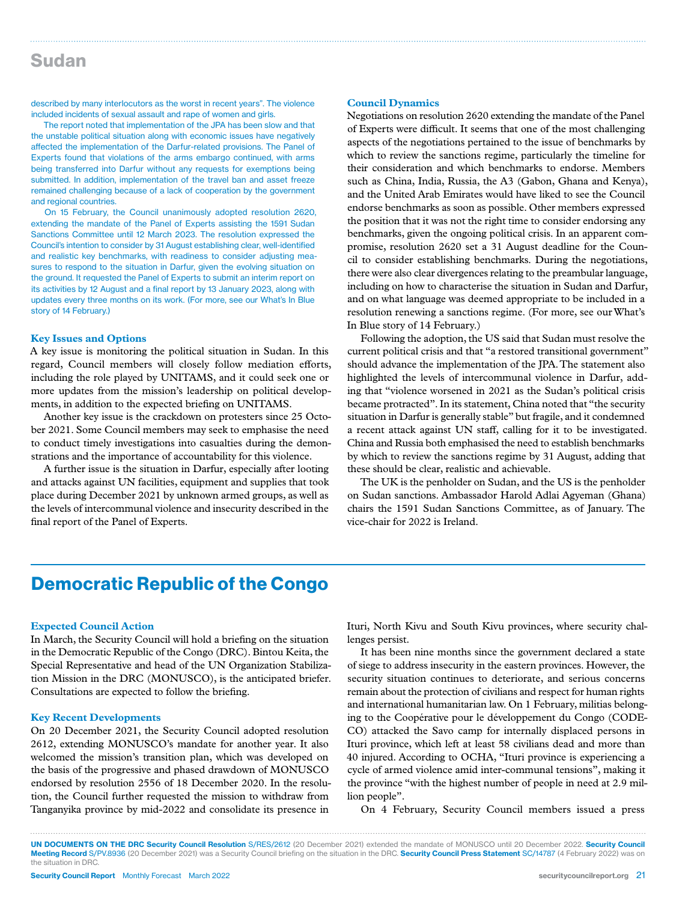## Sudan

described by many interlocutors as the worst in recent years". The violence included incidents of sexual assault and rape of women and girls.

The report noted that implementation of the JPA has been slow and that the unstable political situation along with economic issues have negatively affected the implementation of the Darfur-related provisions. The Panel of Experts found that violations of the arms embargo continued, with arms being transferred into Darfur without any requests for exemptions being submitted. In addition, implementation of the travel ban and asset freeze remained challenging because of a lack of cooperation by the government and regional countries.

On 15 February, the Council unanimously adopted resolution 2620, extending the mandate of the Panel of Experts assisting the 1591 Sudan Sanctions Committee until 12 March 2023. The resolution expressed the Council's intention to consider by 31 August establishing clear, well-identified and realistic key benchmarks, with readiness to consider adjusting measures to respond to the situation in Darfur, given the evolving situation on the ground. It requested the Panel of Experts to submit an interim report on its activities by 12 August and a final report by 13 January 2023, along with updates every three months on its work. (For more, see our What's In Blue story of 14 February.)

### Key Issues and Options

A key issue is monitoring the political situation in Sudan. In this regard, Council members will closely follow mediation efforts, including the role played by UNITAMS, and it could seek one or more updates from the mission's leadership on political developments, in addition to the expected briefing on UNITAMS.

Another key issue is the crackdown on protesters since 25 October 2021. Some Council members may seek to emphasise the need to conduct timely investigations into casualties during the demonstrations and the importance of accountability for this violence.

A further issue is the situation in Darfur, especially after looting and attacks against UN facilities, equipment and supplies that took place during December 2021 by unknown armed groups, as well as the levels of intercommunal violence and insecurity described in the final report of the Panel of Experts.

### Council Dynamics

Negotiations on resolution 2620 extending the mandate of the Panel of Experts were difficult. It seems that one of the most challenging aspects of the negotiations pertained to the issue of benchmarks by which to review the sanctions regime, particularly the timeline for their consideration and which benchmarks to endorse. Members such as China, India, Russia, the A3 (Gabon, Ghana and Kenya), and the United Arab Emirates would have liked to see the Council endorse benchmarks as soon as possible. Other members expressed the position that it was not the right time to consider endorsing any benchmarks, given the ongoing political crisis. In an apparent compromise, resolution 2620 set a 31 August deadline for the Council to consider establishing benchmarks. During the negotiations, there were also clear divergences relating to the preambular language, including on how to characterise the situation in Sudan and Darfur, and on what language was deemed appropriate to be included in a resolution renewing a sanctions regime. (For more, see our What's In Blue story of 14 February.)

Following the adoption, the US said that Sudan must resolve the current political crisis and that "a restored transitional government" should advance the implementation of the JPA. The statement also highlighted the levels of intercommunal violence in Darfur, adding that "violence worsened in 2021 as the Sudan's political crisis became protracted". In its statement, China noted that "the security situation in Darfur is generally stable" but fragile, and it condemned a recent attack against UN staff, calling for it to be investigated. China and Russia both emphasised the need to establish benchmarks by which to review the sanctions regime by 31 August, adding that these should be clear, realistic and achievable.

The UK is the penholder on Sudan, and the US is the penholder on Sudan sanctions. Ambassador Harold Adlai Agyeman (Ghana) chairs the 1591 Sudan Sanctions Committee, as of January. The vice-chair for 2022 is Ireland.

# Democratic Republic of the Congo

### Expected Council Action

In March, the Security Council will hold a briefing on the situation in the Democratic Republic of the Congo (DRC). Bintou Keita, the Special Representative and head of the UN Organization Stabilization Mission in the DRC (MONUSCO), is the anticipated briefer. Consultations are expected to follow the briefing.

### Key Recent Developments

On 20 December 2021, the Security Council adopted resolution 2612, extending MONUSCO's mandate for another year. It also welcomed the mission's transition plan, which was developed on the basis of the progressive and phased drawdown of MONUSCO endorsed by resolution 2556 of 18 December 2020. In the resolution, the Council further requested the mission to withdraw from Tanganyika province by mid-2022 and consolidate its presence in Ituri, North Kivu and South Kivu provinces, where security challenges persist.

It has been nine months since the government declared a state of siege to address insecurity in the eastern provinces. However, the security situation continues to deteriorate, and serious concerns remain about the protection of civilians and respect for human rights and international humanitarian law. On 1 February, militias belonging to the Coopérative pour le développement du Congo (CODECO) attacked the Savo camp for internally displaced persons in Ituri province, which left at least 58 civilians dead and more than 40 injured. According to OCHA, "Ituri province is experiencing a cycle of armed violence amid inter-communal tensions", making it the province "with the highest number of people in need at 2.9 million people".

On 4 February, Security Council members issued a press

**UN DOCUMENTS ON THE DRC Security Council Resolution** S/RES/2612 (20 December 2021) extended the mandate of MONUSCO until 20 December 2022. **Security Council Meeting Record** S/PV.8936 (20 December 2021) was a Security Council briefing on the situation in the DRC. **Security Council Press Statement** SC/14787 (4 February 2022) was on the situation in DRC.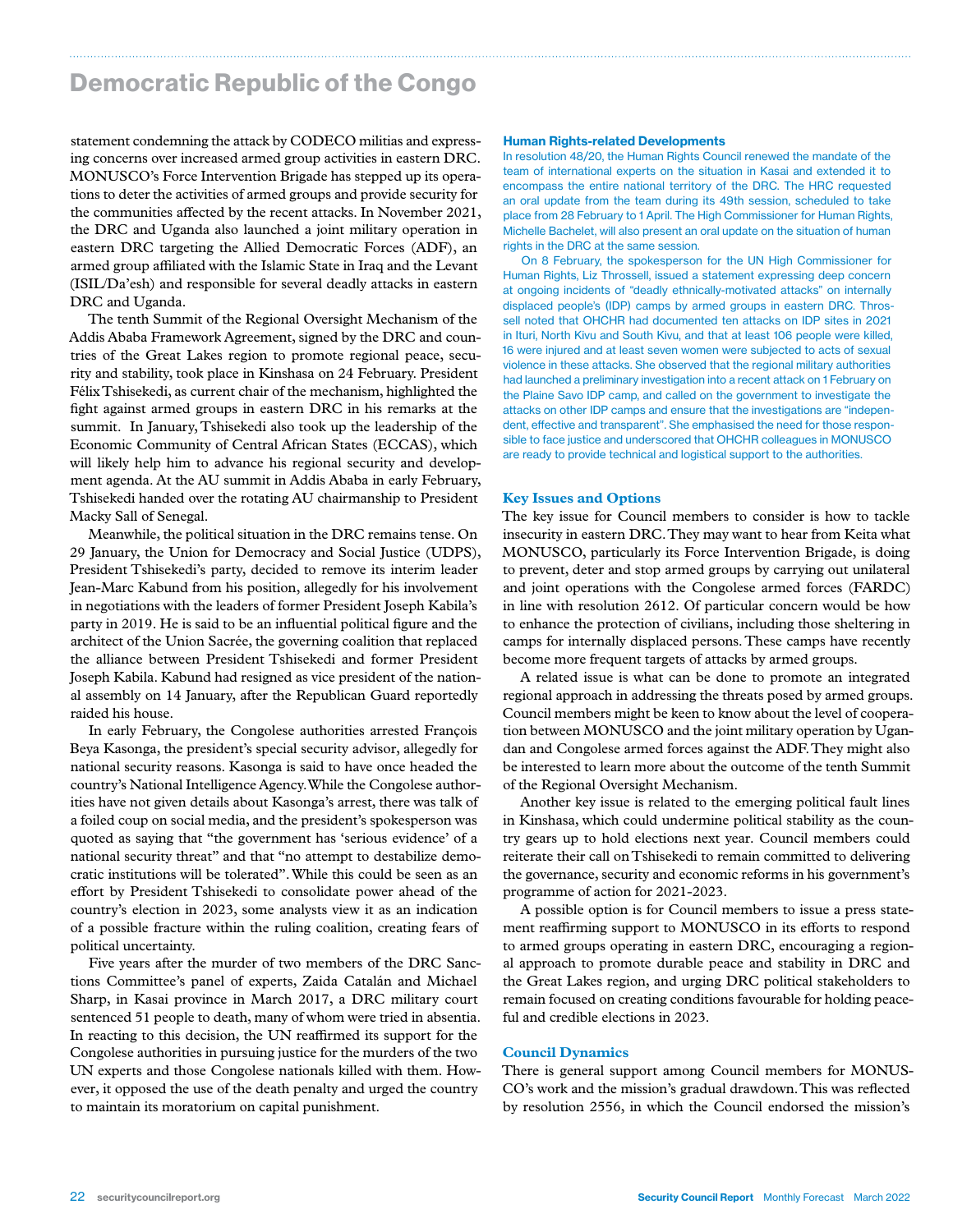# Democratic Republic of the Congo

statement condemning the attack by CODECO militias and expressing concerns over increased armed group activities in eastern DRC. MONUSCO's Force Intervention Brigade has stepped up its operations to deter the activities of armed groups and provide security for the communities affected by the recent attacks. In November 2021, the DRC and Uganda also launched a joint military operation in eastern DRC targeting the Allied Democratic Forces (ADF), an armed group affiliated with the Islamic State in Iraq and the Levant (ISIL/Da'esh) and responsible for several deadly attacks in eastern DRC and Uganda.

The tenth Summit of the Regional Oversight Mechanism of the Addis Ababa Framework Agreement, signed by the DRC and countries of the Great Lakes region to promote regional peace, security and stability, took place in Kinshasa on 24 February. President Félix Tshisekedi, as current chair of the mechanism, highlighted the fight against armed groups in eastern DRC in his remarks at the summit. In January, Tshisekedi also took up the leadership of the Economic Community of Central African States (ECCAS), which will likely help him to advance his regional security and development agenda. At the AU summit in Addis Ababa in early February, Tshisekedi handed over the rotating AU chairmanship to President Macky Sall of Senegal.

Meanwhile, the political situation in the DRC remains tense. On 29 January, the Union for Democracy and Social Justice (UDPS), President Tshisekedi's party, decided to remove its interim leader Jean-Marc Kabund from his position, allegedly for his involvement in negotiations with the leaders of former President Joseph Kabila's party in 2019. He is said to be an influential political figure and the architect of the Union Sacrée, the governing coalition that replaced the alliance between President Tshisekedi and former President Joseph Kabila. Kabund had resigned as vice president of the national assembly on 14 January, after the Republican Guard reportedly raided his house.

In early February, the Congolese authorities arrested François Beya Kasonga, the president's special security advisor, allegedly for national security reasons. Kasonga is said to have once headed the country's National Intelligence Agency. While the Congolese authorities have not given details about Kasonga's arrest, there was talk of a foiled coup on social media, and the president's spokesperson was quoted as saying that "the government has 'serious evidence' of a national security threat" and that "no attempt to destabilize democratic institutions will be tolerated". While this could be seen as an effort by President Tshisekedi to consolidate power ahead of the country's election in 2023, some analysts view it as an indication of a possible fracture within the ruling coalition, creating fears of political uncertainty.

Five years after the murder of two members of the DRC Sanctions Committee's panel of experts, Zaida Catalán and Michael Sharp, in Kasai province in March 2017, a DRC military court sentenced 51 people to death, many of whom were tried in absentia. In reacting to this decision, the UN reaffirmed its support for the Congolese authorities in pursuing justice for the murders of the two UN experts and those Congolese nationals killed with them. However, it opposed the use of the death penalty and urged the country to maintain its moratorium on capital punishment.

## Human Rights-related Developments

In resolution 48/20, the Human Rights Council renewed the mandate of the team of international experts on the situation in Kasai and extended it to encompass the entire national territory of the DRC. The HRC requested an oral update from the team during its 49th session, scheduled to take place from 28 February to 1 April. The High Commissioner for Human Rights, Michelle Bachelet, will also present an oral update on the situation of human rights in the DRC at the same session.

On 8 February, the spokesperson for the UN High Commissioner for Human Rights, Liz Throssell, issued a statement expressing deep concern at ongoing incidents of "deadly ethnically-motivated attacks" on internally displaced people's (IDP) camps by armed groups in eastern DRC. Throssell noted that OHCHR had documented ten attacks on IDP sites in 2021 in Ituri, North Kivu and South Kivu, and that at least 106 people were killed, 16 were injured and at least seven women were subjected to acts of sexual violence in these attacks. She observed that the regional military authorities had launched a preliminary investigation into a recent attack on 1 February on the Plaine Savo IDP camp, and called on the government to investigate the attacks on other IDP camps and ensure that the investigations are "independent, effective and transparent". She emphasised the need for those responsible to face justice and underscored that OHCHR colleagues in MONUSCO are ready to provide technical and logistical support to the authorities.

## Key Issues and Options

The key issue for Council members to consider is how to tackle insecurity in eastern DRC. They may want to hear from Keita what MONUSCO, particularly its Force Intervention Brigade, is doing to prevent, deter and stop armed groups by carrying out unilateral and joint operations with the Congolese armed forces (FARDC) in line with resolution 2612. Of particular concern would be how to enhance the protection of civilians, including those sheltering in camps for internally displaced persons. These camps have recently become more frequent targets of attacks by armed groups.

A related issue is what can be done to promote an integrated regional approach in addressing the threats posed by armed groups. Council members might be keen to know about the level of cooperation between MONUSCO and the joint military operation by Ugandan and Congolese armed forces against the ADF. They might also be interested to learn more about the outcome of the tenth Summit of the Regional Oversight Mechanism.

Another key issue is related to the emerging political fault lines in Kinshasa, which could undermine political stability as the country gears up to hold elections next year. Council members could reiterate their call on Tshisekedi to remain committed to delivering the governance, security and economic reforms in his government's programme of action for 2021-2023.

A possible option is for Council members to issue a press statement reaffirming support to MONUSCO in its efforts to respond to armed groups operating in eastern DRC, encouraging a regional approach to promote durable peace and stability in DRC and the Great Lakes region, and urging DRC political stakeholders to remain focused on creating conditions favourable for holding peaceful and credible elections in 2023.

## Council Dynamics

There is general support among Council members for MONUSCO's work and the mission's gradual drawdown. This was reflected by resolution 2556, in which the Council endorsed the mission's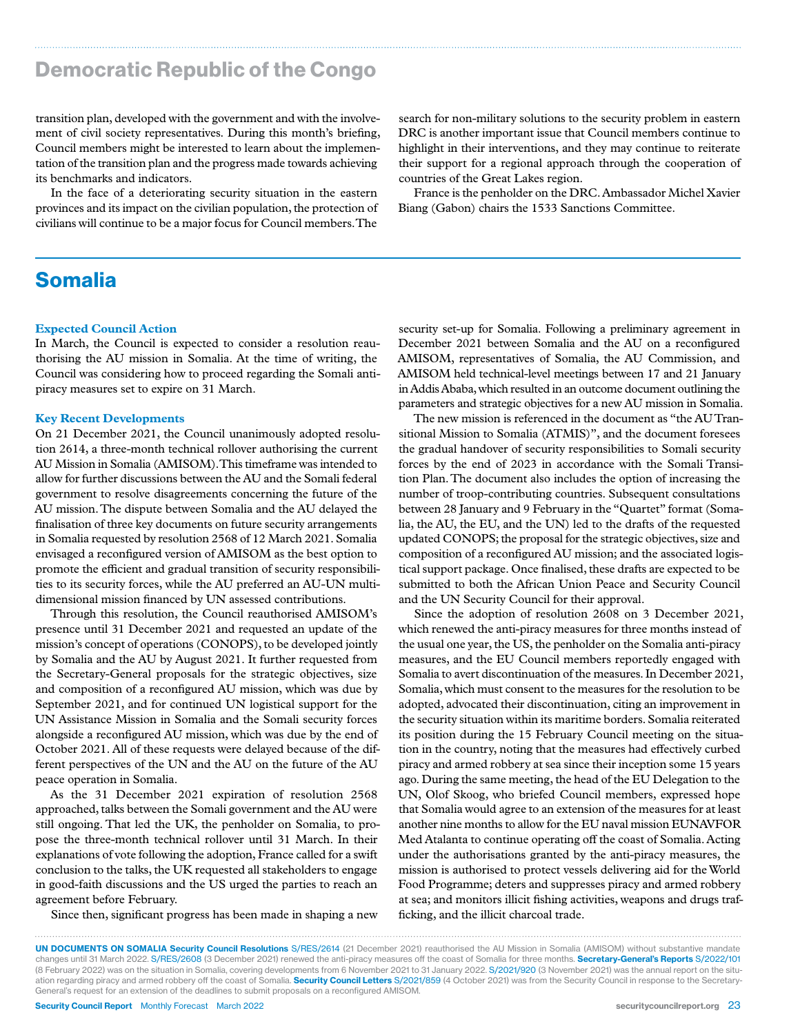## Democratic Republic of the Congo

transition plan, developed with the government and with the involvement of civil society representatives. During this month's briefing, Council members might be interested to learn about the implementation of the transition plan and the progress made towards achieving its benchmarks and indicators.

In the face of a deteriorating security situation in the eastern provinces and its impact on the civilian population, the protection of civilians will continue to be a major focus for Council members. The search for non-military solutions to the security problem in eastern DRC is another important issue that Council members continue to highlight in their interventions, and they may continue to reiterate their support for a regional approach through the cooperation of countries of the Great Lakes region.

France is the penholder on the DRC. Ambassador Michel Xavier Biang (Gabon) chairs the 1533 Sanctions Committee.

# Somalia

### Expected Council Action

In March, the Council is expected to consider a resolution reauthorising the AU mission in Somalia. At the time of writing, the Council was considering how to proceed regarding the Somali anti-piracy measures set to expire on 31 March.

### Key Recent Developments

On 21 December 2021, the Council unanimously adopted resolution 2614, a three-month technical rollover authorising the current AU Mission in Somalia (AMISOM). This timeframe was intended to allow for further discussions between the AU and the Somali federal government to resolve disagreements concerning the future of the AU mission. The dispute between Somalia and the AU delayed the finalisation of three key documents on future security arrangements in Somalia requested by resolution 2568 of 12 March 2021. Somalia envisaged a reconfigured version of AMISOM as the best option to promote the efficient and gradual transition of security responsibilities to its security forces, while the AU preferred an AU-UN multidimensional mission financed by UN assessed contributions.

Through this resolution, the Council reauthorised AMISOM's presence until 31 December 2021 and requested an update of the mission's concept of operations (CONOPS), to be developed jointly by Somalia and the AU by August 2021. It further requested from the Secretary-General proposals for the strategic objectives, size and composition of a reconfigured AU mission, which was due by September 2021, and for continued UN logistical support for the UN Assistance Mission in Somalia and the Somali security forces alongside a reconfigured AU mission, which was due by the end of October 2021. All of these requests were delayed because of the different perspectives of the UN and the AU on the future of the AU peace operation in Somalia.

As the 31 December 2021 expiration of resolution 2568 approached, talks between the Somali government and the AU were still ongoing. That led the UK, the penholder on Somalia, to propose the three-month technical rollover until 31 March. In their explanations of vote following the adoption, France called for a swift conclusion to the talks, the UK requested all stakeholders to engage in good-faith discussions and the US urged the parties to reach an agreement before February.

Since then, significant progress has been made in shaping a new security set-up for Somalia. Following a preliminary agreement in December 2021 between Somalia and the AU on a reconfigured AMISOM, representatives of Somalia, the AU Commission, and AMISOM held technical-level meetings between 17 and 21 January in Addis Ababa, which resulted in an outcome document outlining the parameters and strategic objectives for a new AU mission in Somalia.

The new mission is referenced in the document as "the AU Transitional Mission to Somalia (ATMIS)", and the document foresees the gradual handover of security responsibilities to Somali security forces by the end of 2023 in accordance with the Somali Transition Plan. The document also includes the option of increasing the number of troop-contributing countries. Subsequent consultations between 28 January and 9 February in the "Quartet" format (Somalia, the AU, the EU, and the UN) led to the drafts of the requested updated CONOPS; the proposal for the strategic objectives, size and composition of a reconfigured AU mission; and the associated logistical support package. Once finalised, these drafts are expected to be submitted to both the African Union Peace and Security Council and the UN Security Council for their approval.

Since the adoption of resolution 2608 on 3 December 2021, which renewed the anti-piracy measures for three months instead of the usual one year, the US, the penholder on the Somalia anti-piracy measures, and the EU Council members reportedly engaged with Somalia to avert discontinuation of the measures. In December 2021, Somalia, which must consent to the measures for the resolution to be adopted, advocated their discontinuation, citing an improvement in the security situation within its maritime borders. Somalia reiterated its position during the 15 February Council meeting on the situation in the country, noting that the measures had effectively curbed piracy and armed robbery at sea since their inception some 15 years ago. During the same meeting, the head of the EU Delegation to the UN, Olof Skoog, who briefed Council members, expressed hope that Somalia would agree to an extension of the measures for at least another nine months to allow for the EU naval mission EUNAVFOR Med Atalanta to continue operating off the coast of Somalia. Acting under the authorisations granted by the anti-piracy measures, the mission is authorised to protect vessels delivering aid for the World Food Programme; deters and suppresses piracy and armed robbery at sea; and monitors illicit fishing activities, weapons and drugs trafficking, and the illicit charcoal trade.

**UN DOCUMENTS ON SOMALIA Security Council Resolutions** S/RES/2614 (21 December 2021) reauthorised the AU Mission in Somalia (AMISOM) without substantive mandate changes until 31 March 2022. S/RES/2608 (3 December 2021) renewed the anti-piracy measures off the coast of Somalia for three months. **Secretary-General's Reports** S/2022/101 (8 February 2022) was on the situation in Somalia, covering developments from 6 November 2021 to 31 January 2022. S/2021/920 (3 November 2021) was the annual report on the situation regarding piracy and armed robbery off the coast of Somalia. **Security Council Letters** S/2021/859 (4 October 2021) was from the Security Council in response to the Secretary-General's request for an extension of the deadlines to submit proposals on a reconfigured AMISOM.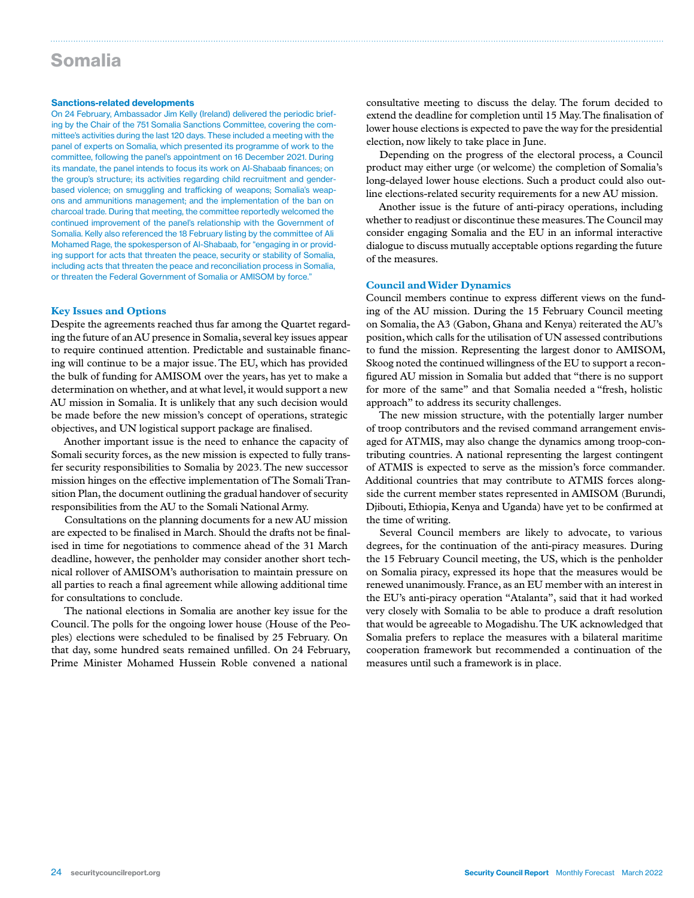# Somalia

### Sanctions-related developments

On 24 February, Ambassador Jim Kelly (Ireland) delivered the periodic briefing by the Chair of the 751 Somalia Sanctions Committee, covering the committee's activities during the last 120 days. These included a meeting with the panel of experts on Somalia, which presented its programme of work to the committee, following the panel's appointment on 16 December 2021. During its mandate, the panel intends to focus its work on Al-Shabaab finances; on the group's structure; its activities regarding child recruitment and gender-based violence; on smuggling and trafficking of weapons; Somalia's weapons and ammunitions management; and the implementation of the ban on charcoal trade. During that meeting, the committee reportedly welcomed the continued improvement of the panel's relationship with the Government of Somalia. Kelly also referenced the 18 February listing by the committee of Ali Mohamed Rage, the spokesperson of Al-Shabaab, for "engaging in or providing support for acts that threaten the peace, security or stability of Somalia, including acts that threaten the peace and reconciliation process in Somalia, or threaten the Federal Government of Somalia or AMISOM by force."

## Key Issues and Options

Despite the agreements reached thus far among the Quartet regarding the future of an AU presence in Somalia, several key issues appear to require continued attention. Predictable and sustainable financing will continue to be a major issue. The EU, which has provided the bulk of funding for AMISOM over the years, has yet to make a determination on whether, and at what level, it would support a new AU mission in Somalia. It is unlikely that any such decision would be made before the new mission's concept of operations, strategic objectives, and UN logistical support package are finalised.

Another important issue is the need to enhance the capacity of Somali security forces, as the new mission is expected to fully transfer security responsibilities to Somalia by 2023. The new successor mission hinges on the effective implementation of The Somali Transition Plan, the document outlining the gradual handover of security responsibilities from the AU to the Somali National Army.

Consultations on the planning documents for a new AU mission are expected to be finalised in March. Should the drafts not be finalised in time for negotiations to commence ahead of the 31 March deadline, however, the penholder may consider another short technical rollover of AMISOM's authorisation to maintain pressure on all parties to reach a final agreement while allowing additional time for consultations to conclude.

The national elections in Somalia are another key issue for the Council. The polls for the ongoing lower house (House of the Peoples) elections were scheduled to be finalised by 25 February. On that day, some hundred seats remained unfilled. On 24 February, Prime Minister Mohamed Hussein Roble convened a national consultative meeting to discuss the delay. The forum decided to extend the deadline for completion until 15 May. The finalisation of lower house elections is expected to pave the way for the presidential election, now likely to take place in June.

Depending on the progress of the electoral process, a Council product may either urge (or welcome) the completion of Somalia's long-delayed lower house elections. Such a product could also outline elections-related security requirements for a new AU mission.

Another issue is the future of anti-piracy operations, including whether to readjust or discontinue these measures. The Council may consider engaging Somalia and the EU in an informal interactive dialogue to discuss mutually acceptable options regarding the future of the measures.

## Council and Wider Dynamics

Council members continue to express different views on the funding of the AU mission. During the 15 February Council meeting on Somalia, the A3 (Gabon, Ghana and Kenya) reiterated the AU's position, which calls for the utilisation of UN assessed contributions to fund the mission. Representing the largest donor to AMISOM, Skoog noted the continued willingness of the EU to support a reconfigured AU mission in Somalia but added that "there is no support for more of the same" and that Somalia needed a "fresh, holistic approach" to address its security challenges.

The new mission structure, with the potentially larger number of troop contributors and the revised command arrangement envisaged for ATMIS, may also change the dynamics among troop-contributing countries. A national representing the largest contingent of ATMIS is expected to serve as the mission's force commander. Additional countries that may contribute to ATMIS forces alongside the current member states represented in AMISOM (Burundi, Djibouti, Ethiopia, Kenya and Uganda) have yet to be confirmed at the time of writing.

Several Council members are likely to advocate, to various degrees, for the continuation of the anti-piracy measures. During the 15 February Council meeting, the US, which is the penholder on Somalia piracy, expressed its hope that the measures would be renewed unanimously. France, as an EU member with an interest in the EU's anti-piracy operation "Atalanta", said that it had worked very closely with Somalia to be able to produce a draft resolution that would be agreeable to Mogadishu. The UK acknowledged that Somalia prefers to replace the measures with a bilateral maritime cooperation framework but recommended a continuation of the measures until such a framework is in place.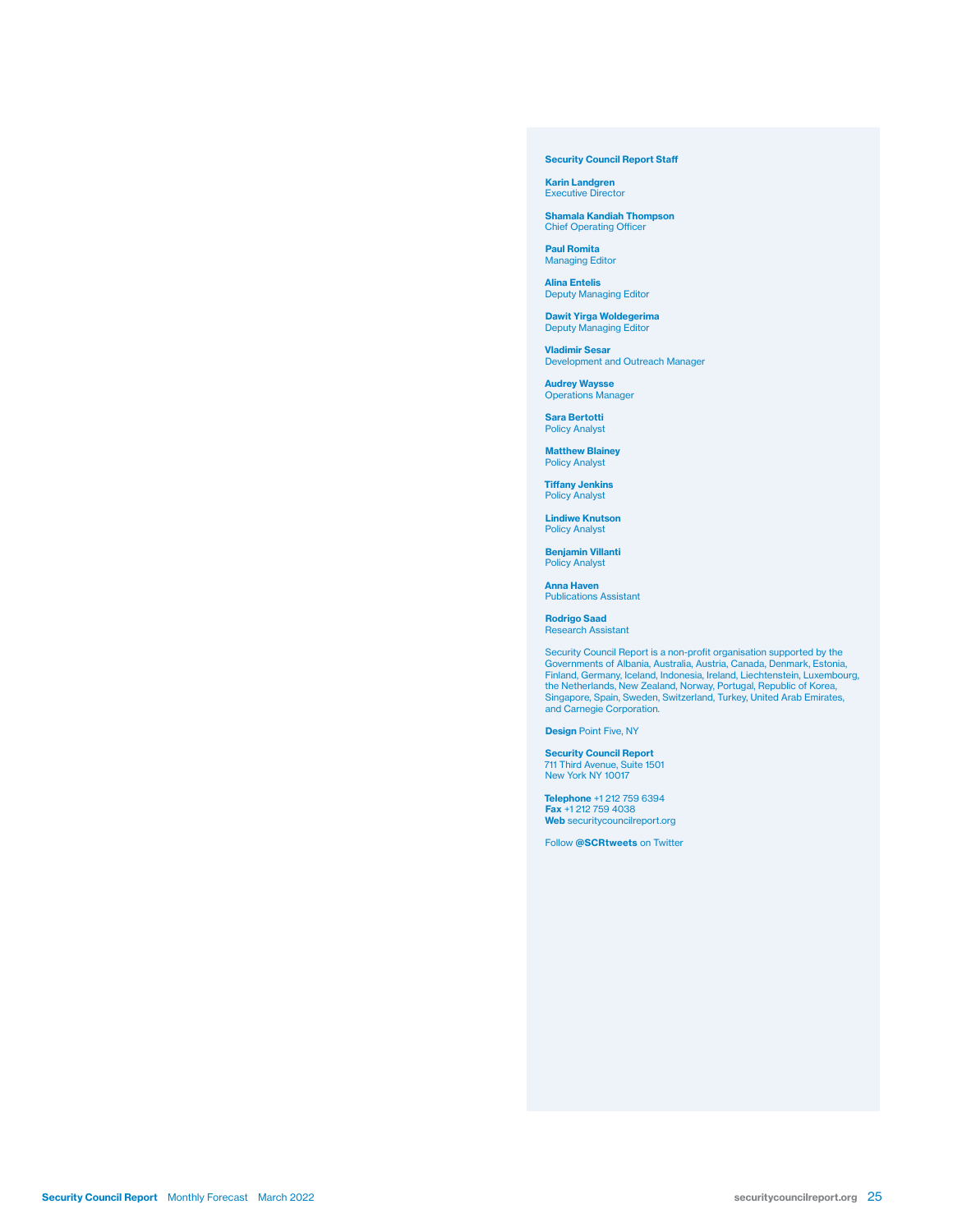**Security Council Report Staff**

**Karin Landgren**
Executive Director

**Shamala Kandiah Thompson**
Chief Operating Officer

**Paul Romita**
Managing Editor

**Alina Entelis**
Deputy Managing Editor

**Dawit Yirga Woldegerima**
Deputy Managing Editor

**Vladimir Sesar**
Development and Outreach Manager

**Audrey Waysse**
Operations Manager

**Sara Bertotti**
Policy Analyst

**Matthew Blainey**
Policy Analyst

**Tiffany Jenkins**
Policy Analyst

**Lindiwe Knutson**
Policy Analyst

**Benjamin Villanti**
Policy Analyst

**Anna Haven**
Publications Assistant

**Rodrigo Saad**
Research Assistant

Security Council Report is a non-profit organisation supported by the Governments of Albania, Australia, Austria, Canada, Denmark, Estonia, Finland, Germany, Iceland, Indonesia, Ireland, Liechtenstein, Luxembourg, the Netherlands, New Zealand, Norway, Portugal, Republic of Korea, Singapore, Spain, Sweden, Switzerland, Turkey, United Arab Emirates, and Carnegie Corporation.

**Design** Point Five, NY

**Security Council Report**
711 Third Avenue, Suite 1501
New York NY 10017

**Telephone** +1 212 759 6394
**Fax** +1 212 759 4038
**Web** securitycouncilreport.org

Follow **@SCRtweets** on Twitter